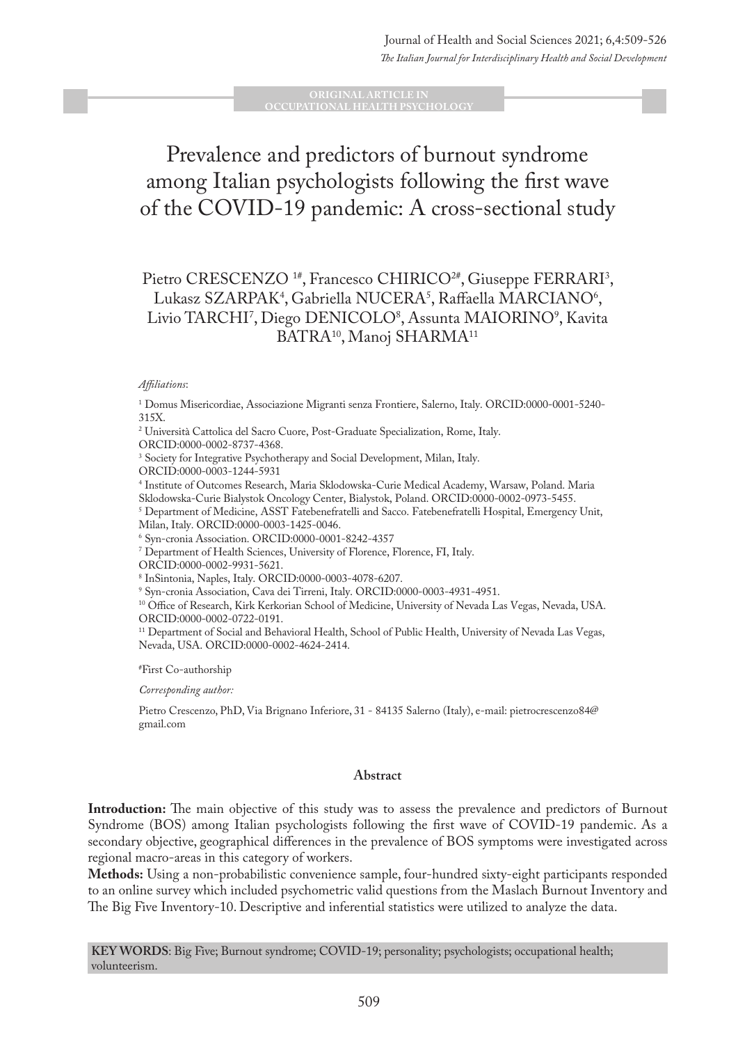ORIGINAL ARTICLE IN OCCUPATIONAL HEALTH PSYCHOLOGY

# Prevalence and predictors of burnout syndrome among Italian psychologists following the first wave of the COVID-19 pandemic: A cross-sectional study

Pietro CRESCENZO [1#], Francesco CHIRICO[2#], Giuseppe FERRARI[3], Lukasz SZARPAK[4], Gabriella NUCERA[5], Raffaella MARCIANO[6], Livio TARCHI[7], Diego DENICOLO[8], Assunta MAIORINO[9], Kavita BATRA[10], Manoj SHARMA[11]

*Affiliations*:

[1] Domus Misericordiae, Associazione Migranti senza Frontiere, Salerno, Italy. ORCID:0000-0001-5240-315X.

[2] Università Cattolica del Sacro Cuore, Post-Graduate Specialization, Rome, Italy. ORCID:0000-0002-8737-4368.

[3] Society for Integrative Psychotherapy and Social Development, Milan, Italy. ORCID:0000-0003-1244-5931

[4] Institute of Outcomes Research, Maria Sklodowska-Curie Medical Academy, Warsaw, Poland. Maria Sklodowska-Curie Bialystok Oncology Center, Bialystok, Poland. ORCID:0000-0002-0973-5455.

[5] Department of Medicine, ASST Fatebenefratelli and Sacco. Fatebenefratelli Hospital, Emergency Unit, Milan, Italy. ORCID:0000-0003-1425-0046.

[6] Syn-cronia Association. ORCID:0000-0001-8242-4357

[7] Department of Health Sciences, University of Florence, Florence, FI, Italy. ORCID:0000-0002-9931-5621.

[8] InSintonia, Naples, Italy. ORCID:0000-0003-4078-6207.

[9] Syn-cronia Association, Cava dei Tirreni, Italy. ORCID:0000-0003-4931-4951.

[10] Office of Research, Kirk Kerkorian School of Medicine, University of Nevada Las Vegas, Nevada, USA. ORCID:0000-0002-0722-0191.

[11] Department of Social and Behavioral Health, School of Public Health, University of Nevada Las Vegas, Nevada, USA. ORCID:0000-0002-4624-2414.

[#]First Co-authorship

*Corresponding author:*

Pietro Crescenzo, PhD, Via Brignano Inferiore, 31 - 84135 Salerno (Italy), e-mail: pietrocrescenzo84@gmail.com

## Abstract

**Introduction:** The main objective of this study was to assess the prevalence and predictors of Burnout Syndrome (BOS) among Italian psychologists following the first wave of COVID-19 pandemic. As a secondary objective, geographical differences in the prevalence of BOS symptoms were investigated across regional macro-areas in this category of workers.

**Methods:** Using a non-probabilistic convenience sample, four-hundred sixty-eight participants responded to an online survey which included psychometric valid questions from the Maslach Burnout Inventory and The Big Five Inventory-10. Descriptive and inferential statistics were utilized to analyze the data.

**KEY WORDS**: Big Five; Burnout syndrome; COVID-19; personality; psychologists; occupational health; volunteerism.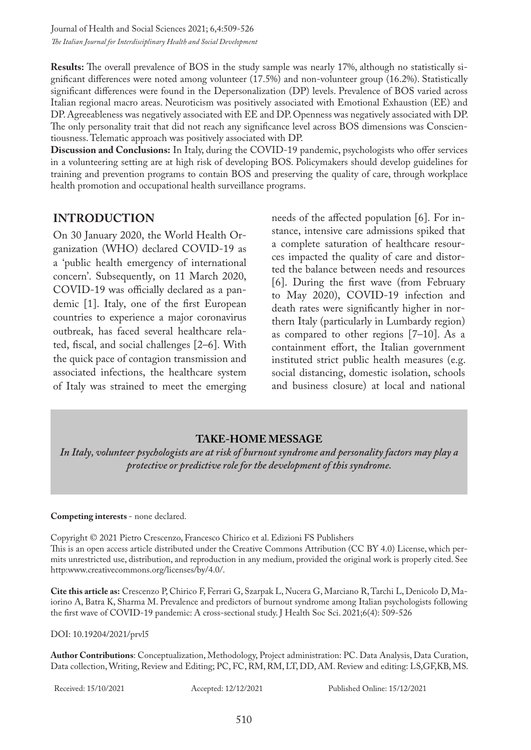**Results:** The overall prevalence of BOS in the study sample was nearly 17%, although no statistically significant differences were noted among volunteer (17.5%) and non-volunteer group (16.2%). Statistically significant differences were found in the Depersonalization (DP) levels. Prevalence of BOS varied across Italian regional macro areas. Neuroticism was positively associated with Emotional Exhaustion (EE) and DP. Agreeableness was negatively associated with EE and DP. Openness was negatively associated with DP. The only personality trait that did not reach any significance level across BOS dimensions was Conscientiousness. Telematic approach was positively associated with DP.

**Discussion and Conclusions:** In Italy, during the COVID-19 pandemic, psychologists who offer services in a volunteering setting are at high risk of developing BOS. Policymakers should develop guidelines for training and prevention programs to contain BOS and preserving the quality of care, through workplace health promotion and occupational health surveillance programs.

## INTRODUCTION

On 30 January 2020, the World Health Organization (WHO) declared COVID-19 as a 'public health emergency of international concern'. Subsequently, on 11 March 2020, COVID-19 was officially declared as a pandemic [1]. Italy, one of the first European countries to experience a major coronavirus outbreak, has faced several healthcare related, fiscal, and social challenges [2–6]. With the quick pace of contagion transmission and associated infections, the healthcare system of Italy was strained to meet the emerging needs of the affected population [6]. For instance, intensive care admissions spiked that a complete saturation of healthcare resources impacted the quality of care and distorted the balance between needs and resources [6]. During the first wave (from February to May 2020), COVID-19 infection and death rates were significantly higher in northern Italy (particularly in Lumbardy region) as compared to other regions [7–10]. As a containment effort, the Italian government instituted strict public health measures (e.g. social distancing, domestic isolation, schools and business closure) at local and national

**TAKE-HOME MESSAGE**

*In Italy, volunteer psychologists are at risk of burnout syndrome and personality factors may play a protective or predictive role for the development of this syndrome.*

**Competing interests** - none declared.

Copyright © 2021 Pietro Crescenzo, Francesco Chirico et al. Edizioni FS Publishers
This is an open access article distributed under the Creative Commons Attribution (CC BY 4.0) License, which permits unrestricted use, distribution, and reproduction in any medium, provided the original work is properly cited. See http:www.creativecommons.org/licenses/by/4.0/.

**Cite this article as:** Crescenzo P, Chirico F, Ferrari G, Szarpak L, Nucera G, Marciano R, Tarchi L, Denicolo D, Maiorino A, Batra K, Sharma M. Prevalence and predictors of burnout syndrome among Italian psychologists following the first wave of COVID-19 pandemic: A cross-sectional study. J Health Soc Sci. 2021;6(4): 509-526

DOI: 10.19204/2021/prvl5

**Author Contributions**: Conceptualization, Methodology, Project administration: PC. Data Analysis, Data Curation, Data collection, Writing, Review and Editing; PC, FC, RM, RM, LT, DD, AM. Review and editing: LS,GF,KB, MS.

Received: 15/10/2021 Accepted: 12/12/2021 Published Online: 15/12/2021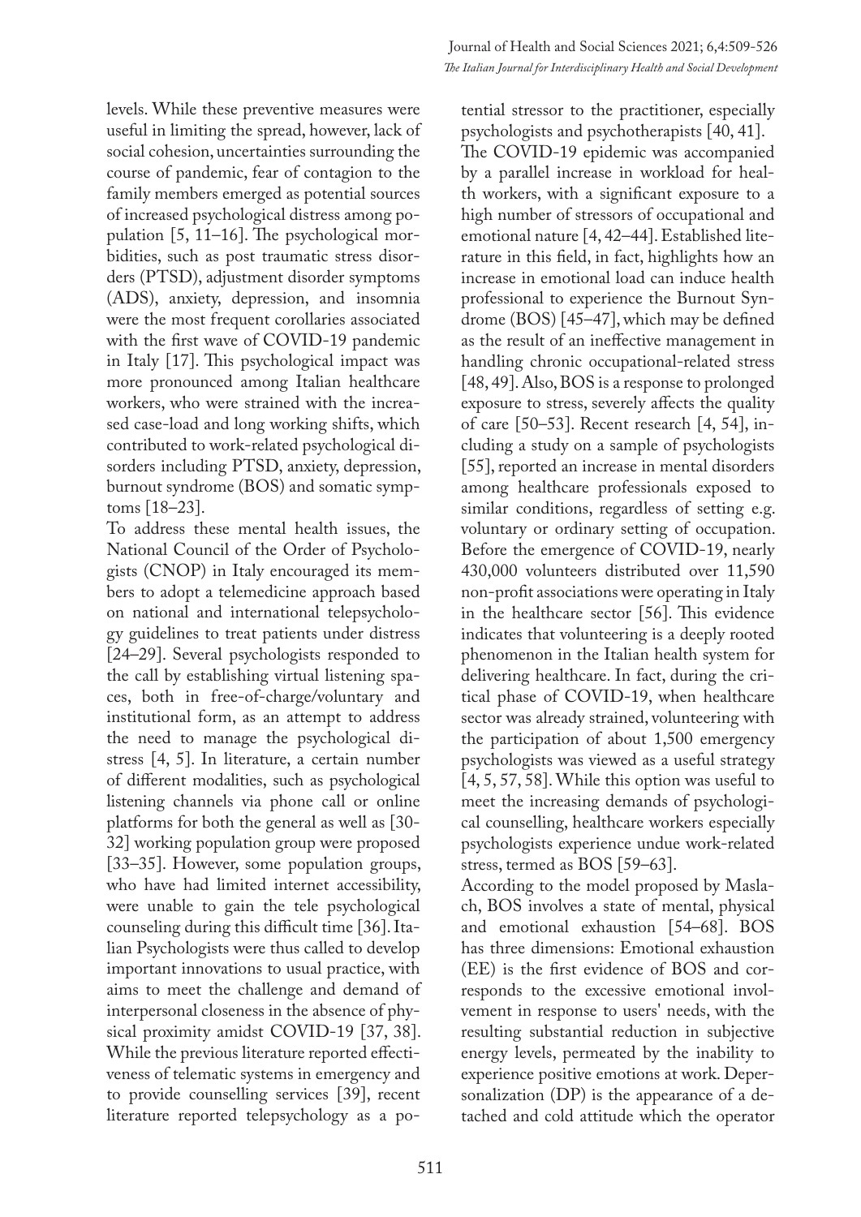levels. While these preventive measures were useful in limiting the spread, however, lack of social cohesion, uncertainties surrounding the course of pandemic, fear of contagion to the family members emerged as potential sources of increased psychological distress among population [5, 11–16]. The psychological morbidities, such as post traumatic stress disorders (PTSD), adjustment disorder symptoms (ADS), anxiety, depression, and insomnia were the most frequent corollaries associated with the first wave of COVID-19 pandemic in Italy [17]. This psychological impact was more pronounced among Italian healthcare workers, who were strained with the increased case-load and long working shifts, which contributed to work-related psychological disorders including PTSD, anxiety, depression, burnout syndrome (BOS) and somatic symptoms [18–23].

To address these mental health issues, the National Council of the Order of Psychologists (CNOP) in Italy encouraged its members to adopt a telemedicine approach based on national and international telepsychology guidelines to treat patients under distress [24–29]. Several psychologists responded to the call by establishing virtual listening spaces, both in free-of-charge/voluntary and institutional form, as an attempt to address the need to manage the psychological distress [4, 5]. In literature, a certain number of different modalities, such as psychological listening channels via phone call or online platforms for both the general as well as [30-32] working population group were proposed [33–35]. However, some population groups, who have had limited internet accessibility, were unable to gain the tele psychological counseling during this difficult time [36]. Italian Psychologists were thus called to develop important innovations to usual practice, with aims to meet the challenge and demand of interpersonal closeness in the absence of physical proximity amidst COVID-19 [37, 38]. While the previous literature reported effectiveness of telematic systems in emergency and to provide counselling services [39], recent literature reported telepsychology as a potential stressor to the practitioner, especially psychologists and psychotherapists [40, 41].

The COVID-19 epidemic was accompanied by a parallel increase in workload for health workers, with a significant exposure to a high number of stressors of occupational and emotional nature [4, 42–44]. Established literature in this field, in fact, highlights how an increase in emotional load can induce health professional to experience the Burnout Syndrome (BOS) [45–47], which may be defined as the result of an ineffective management in handling chronic occupational-related stress [48, 49]. Also, BOS is a response to prolonged exposure to stress, severely affects the quality of care [50–53]. Recent research [4, 54], including a study on a sample of psychologists [55], reported an increase in mental disorders among healthcare professionals exposed to similar conditions, regardless of setting e.g. voluntary or ordinary setting of occupation. Before the emergence of COVID-19, nearly 430,000 volunteers distributed over 11,590 non-profit associations were operating in Italy in the healthcare sector [56]. This evidence indicates that volunteering is a deeply rooted phenomenon in the Italian health system for delivering healthcare. In fact, during the critical phase of COVID-19, when healthcare sector was already strained, volunteering with the participation of about 1,500 emergency psychologists was viewed as a useful strategy [4, 5, 57, 58]. While this option was useful to meet the increasing demands of psychological counselling, healthcare workers especially psychologists experience undue work-related stress, termed as BOS [59–63].

According to the model proposed by Maslach, BOS involves a state of mental, physical and emotional exhaustion [54–68]. BOS has three dimensions: Emotional exhaustion (EE) is the first evidence of BOS and corresponds to the excessive emotional involvement in response to users' needs, with the resulting substantial reduction in subjective energy levels, permeated by the inability to experience positive emotions at work. Depersonalization (DP) is the appearance of a detached and cold attitude which the operator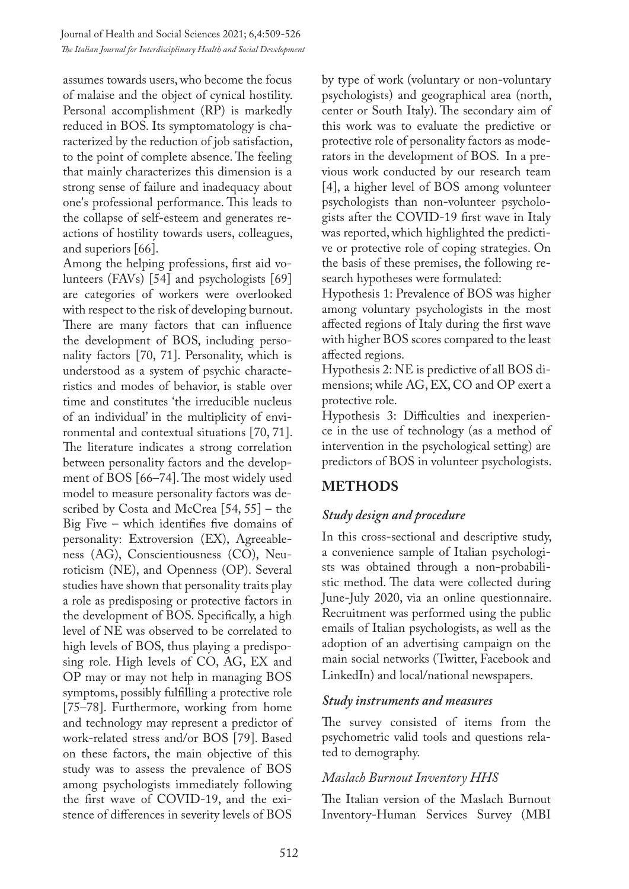assumes towards users, who become the focus of malaise and the object of cynical hostility. Personal accomplishment (RP) is markedly reduced in BOS. Its symptomatology is characterized by the reduction of job satisfaction, to the point of complete absence. The feeling that mainly characterizes this dimension is a strong sense of failure and inadequacy about one's professional performance. This leads to the collapse of self-esteem and generates reactions of hostility towards users, colleagues, and superiors [66].

Among the helping professions, first aid volunteers (FAVs) [54] and psychologists [69] are categories of workers were overlooked with respect to the risk of developing burnout. There are many factors that can influence the development of BOS, including personality factors [70, 71]. Personality, which is understood as a system of psychic characteristics and modes of behavior, is stable over time and constitutes 'the irreducible nucleus of an individual' in the multiplicity of environmental and contextual situations [70, 71]. The literature indicates a strong correlation between personality factors and the development of BOS [66–74]. The most widely used model to measure personality factors was described by Costa and McCrea [54, 55] – the Big Five – which identifies five domains of personality: Extroversion (EX), Agreeableness (AG), Conscientiousness (CO), Neuroticism (NE), and Openness (OP). Several studies have shown that personality traits play a role as predisposing or protective factors in the development of BOS. Specifically, a high level of NE was observed to be correlated to high levels of BOS, thus playing a predisposing role. High levels of CO, AG, EX and OP may or may not help in managing BOS symptoms, possibly fulfilling a protective role [75–78]. Furthermore, working from home and technology may represent a predictor of work-related stress and/or BOS [79]. Based on these factors, the main objective of this study was to assess the prevalence of BOS among psychologists immediately following the first wave of COVID-19, and the existence of differences in severity levels of BOS by type of work (voluntary or non-voluntary psychologists) and geographical area (north, center or South Italy). The secondary aim of this work was to evaluate the predictive or protective role of personality factors as moderators in the development of BOS. In a previous work conducted by our research team [4], a higher level of BOS among volunteer psychologists than non-volunteer psychologists after the COVID-19 first wave in Italy was reported, which highlighted the predictive or protective role of coping strategies. On the basis of these premises, the following research hypotheses were formulated:

Hypothesis 1: Prevalence of BOS was higher among voluntary psychologists in the most affected regions of Italy during the first wave with higher BOS scores compared to the least affected regions.

Hypothesis 2: NE is predictive of all BOS dimensions; while AG, EX, CO and OP exert a protective role.

Hypothesis 3: Difficulties and inexperience in the use of technology (as a method of intervention in the psychological setting) are predictors of BOS in volunteer psychologists.

## METHODS

### *Study design and procedure*

In this cross-sectional and descriptive study, a convenience sample of Italian psychologists was obtained through a non-probabilistic method. The data were collected during June-July 2020, via an online questionnaire. Recruitment was performed using the public emails of Italian psychologists, as well as the adoption of an advertising campaign on the main social networks (Twitter, Facebook and LinkedIn) and local/national newspapers.

### *Study instruments and measures*

The survey consisted of items from the psychometric valid tools and questions related to demography.

### *Maslach Burnout Inventory HHS*

The Italian version of the Maslach Burnout Inventory-Human Services Survey (MBI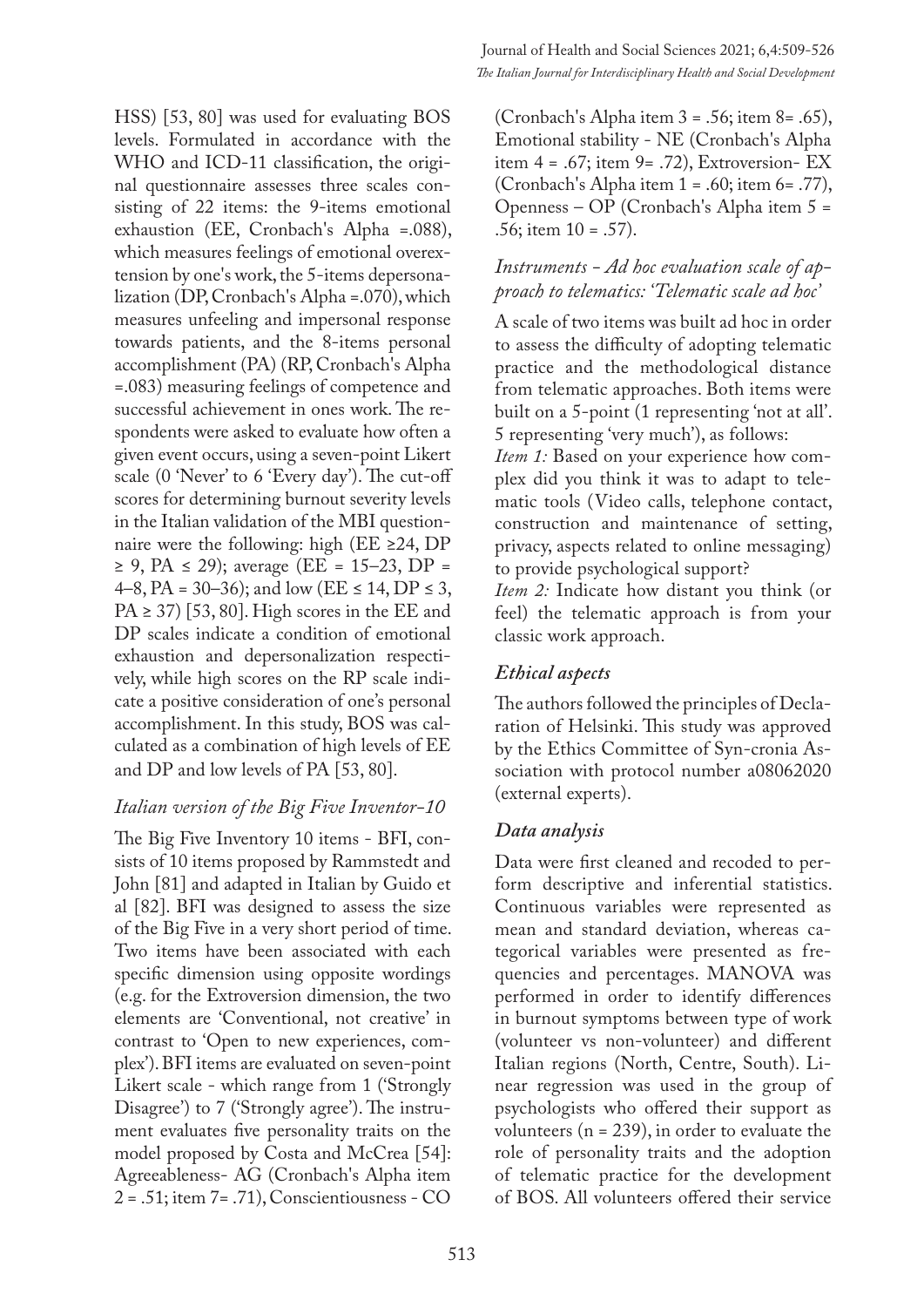HSS) [53, 80] was used for evaluating BOS levels. Formulated in accordance with the WHO and ICD-11 classification, the original questionnaire assesses three scales consisting of 22 items: the 9-items emotional exhaustion (EE, Cronbach's Alpha =.088), which measures feelings of emotional overextension by one's work, the 5-items depersonalization (DP, Cronbach's Alpha =.070), which measures unfeeling and impersonal response towards patients, and the 8-items personal accomplishment (PA) (RP, Cronbach's Alpha =.083) measuring feelings of competence and successful achievement in ones work. The respondents were asked to evaluate how often a given event occurs, using a seven-point Likert scale (0 'Never' to 6 'Every day'). The cut-off scores for determining burnout severity levels in the Italian validation of the MBI questionnaire were the following: high (EE ≥24, DP ≥ 9, PA ≤ 29); average (EE = 15–23, DP = 4–8, PA = 30–36); and low (EE ≤ 14, DP ≤ 3, PA ≥ 37) [53, 80]. High scores in the EE and DP scales indicate a condition of emotional exhaustion and depersonalization respectively, while high scores on the RP scale indicate a positive consideration of one's personal accomplishment. In this study, BOS was calculated as a combination of high levels of EE and DP and low levels of PA [53, 80].

### *Italian version of the Big Five Inventor-10*

The Big Five Inventory 10 items - BFI, consists of 10 items proposed by Rammstedt and John [81] and adapted in Italian by Guido et al [82]. BFI was designed to assess the size of the Big Five in a very short period of time. Two items have been associated with each specific dimension using opposite wordings (e.g. for the Extroversion dimension, the two elements are 'Conventional, not creative' in contrast to 'Open to new experiences, complex'). BFI items are evaluated on seven-point Likert scale - which range from 1 ('Strongly Disagree') to 7 ('Strongly agree'). The instrument evaluates five personality traits on the model proposed by Costa and McCrea [54]: Agreeableness- AG (Cronbach's Alpha item 2 = .51; item 7= .71), Conscientiousness - CO (Cronbach's Alpha item 3 = .56; item 8= .65), Emotional stability - NE (Cronbach's Alpha item 4 = .67; item 9= .72), Extroversion- EX (Cronbach's Alpha item 1 = .60; item 6= .77), Openness – OP (Cronbach's Alpha item 5 = .56; item 10 = .57).

### *Instruments - Ad hoc evaluation scale of approach to telematics: 'Telematic scale ad hoc'*

A scale of two items was built ad hoc in order to assess the difficulty of adopting telematic practice and the methodological distance from telematic approaches. Both items were built on a 5-point (1 representing 'not at all'. 5 representing 'very much'), as follows:

*Item 1:* Based on your experience how complex did you think it was to adapt to telematic tools (Video calls, telephone contact, construction and maintenance of setting, privacy, aspects related to online messaging) to provide psychological support?

*Item 2:* Indicate how distant you think (or feel) the telematic approach is from your classic work approach.

## *Ethical aspects*

The authors followed the principles of Declaration of Helsinki. This study was approved by the Ethics Committee of Syn-cronia Association with protocol number a08062020 (external experts).

## *Data analysis*

Data were first cleaned and recoded to perform descriptive and inferential statistics. Continuous variables were represented as mean and standard deviation, whereas categorical variables were presented as frequencies and percentages. MANOVA was performed in order to identify differences in burnout symptoms between type of work (volunteer vs non-volunteer) and different Italian regions (North, Centre, South). Linear regression was used in the group of psychologists who offered their support as volunteers (n = 239), in order to evaluate the role of personality traits and the adoption of telematic practice for the development of BOS. All volunteers offered their service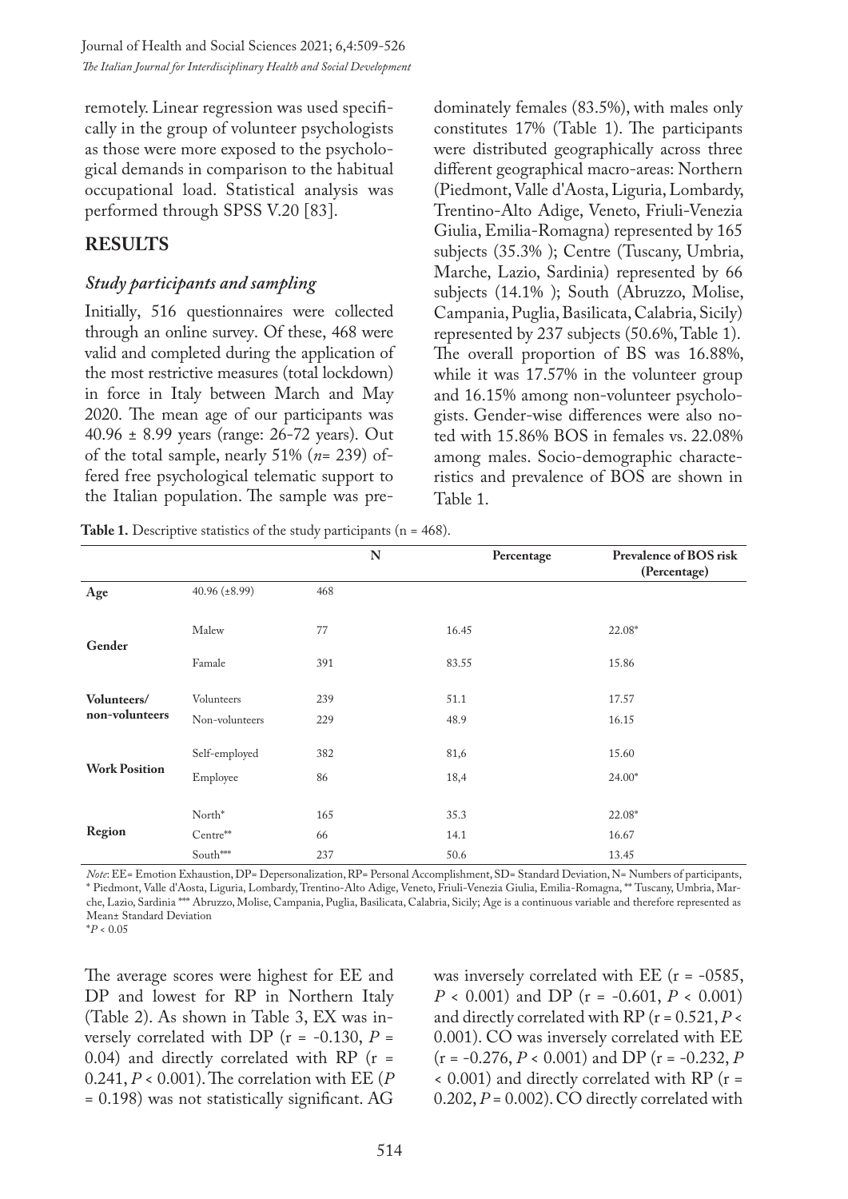remotely. Linear regression was used specifically in the group of volunteer psychologists as those were more exposed to the psychological demands in comparison to the habitual occupational load. Statistical analysis was performed through SPSS V.20 [83].

## RESULTS

### *Study participants and sampling*

Initially, 516 questionnaires were collected through an online survey. Of these, 468 were valid and completed during the application of the most restrictive measures (total lockdown) in force in Italy between March and May 2020. The mean age of our participants was 40.96 ± 8.99 years (range: 26-72 years). Out of the total sample, nearly 51% (*n*= 239) offered free psychological telematic support to the Italian population. The sample was predominately females (83.5%), with males only constitutes 17% (Table 1). The participants were distributed geographically across three different geographical macro-areas: Northern (Piedmont, Valle d'Aosta, Liguria, Lombardy, Trentino-Alto Adige, Veneto, Friuli-Venezia Giulia, Emilia-Romagna) represented by 165 subjects (35.3% ); Centre (Tuscany, Umbria, Marche, Lazio, Sardinia) represented by 66 subjects (14.1% ); South (Abruzzo, Molise, Campania, Puglia, Basilicata, Calabria, Sicily) represented by 237 subjects (50.6%, Table 1). The overall proportion of BS was 16.88%, while it was 17.57% in the volunteer group and 16.15% among non-volunteer psychologists. Gender-wise differences were also noted with 15.86% BOS in females vs. 22.08% among males. Socio-demographic characteristics and prevalence of BOS are shown in Table 1.

**Table 1.** Descriptive statistics of the study participants (n = 468).

| | | N | Percentage | Prevalence of BOS risk (Percentage) |
|---|---|---|---|---|
| **Age** | 40.96 (±8.99) | 468 | | |
| **Gender** | Malew | 77 | 16.45 | 22.08* |
| | Famale | 391 | 83.55 | 15.86 |
| **Volunteers/ non-volunteers** | Volunteers | 239 | 51.1 | 17.57 |
| | Non-volunteers | 229 | 48.9 | 16.15 |
| **Work Position** | Self-employed | 382 | 81,6 | 15.60 |
| | Employee | 86 | 18,4 | 24.00* |
| **Region** | North* | 165 | 35.3 | 22.08* |
| | Centre** | 66 | 14.1 | 16.67 |
| | South*** | 237 | 50.6 | 13.45 |

*Note*: EE= Emotion Exhaustion, DP= Depersonalization, RP= Personal Accomplishment, SD= Standard Deviation, N= Numbers of participants, * Piedmont, Valle d'Aosta, Liguria, Lombardy, Trentino-Alto Adige, Veneto, Friuli-Venezia Giulia, Emilia-Romagna, ** Tuscany, Umbria, Marche, Lazio, Sardinia *** Abruzzo, Molise, Campania, Puglia, Basilicata, Calabria, Sicily; Age is a continuous variable and therefore represented as Mean± Standard Deviation
*$P < 0.05$

The average scores were highest for EE and DP and lowest for RP in Northern Italy (Table 2). As shown in Table 3, EX was inversely correlated with DP ($r = -0.130$, $P = 0.04$) and directly correlated with RP ($r = 0.241$, $P < 0.001$). The correlation with EE ($P = 0.198$) was not statistically significant. AG was inversely correlated with EE ($r = -0585$, $P < 0.001$) and DP ($r = -0.601$, $P < 0.001$) and directly correlated with RP ($r = 0.521$, $P < 0.001$). CO was inversely correlated with EE ($r = -0.276$, $P < 0.001$) and DP ($r = -0.232$, $P < 0.001$) and directly correlated with RP ($r = 0.202$, $P = 0.002$). CO directly correlated with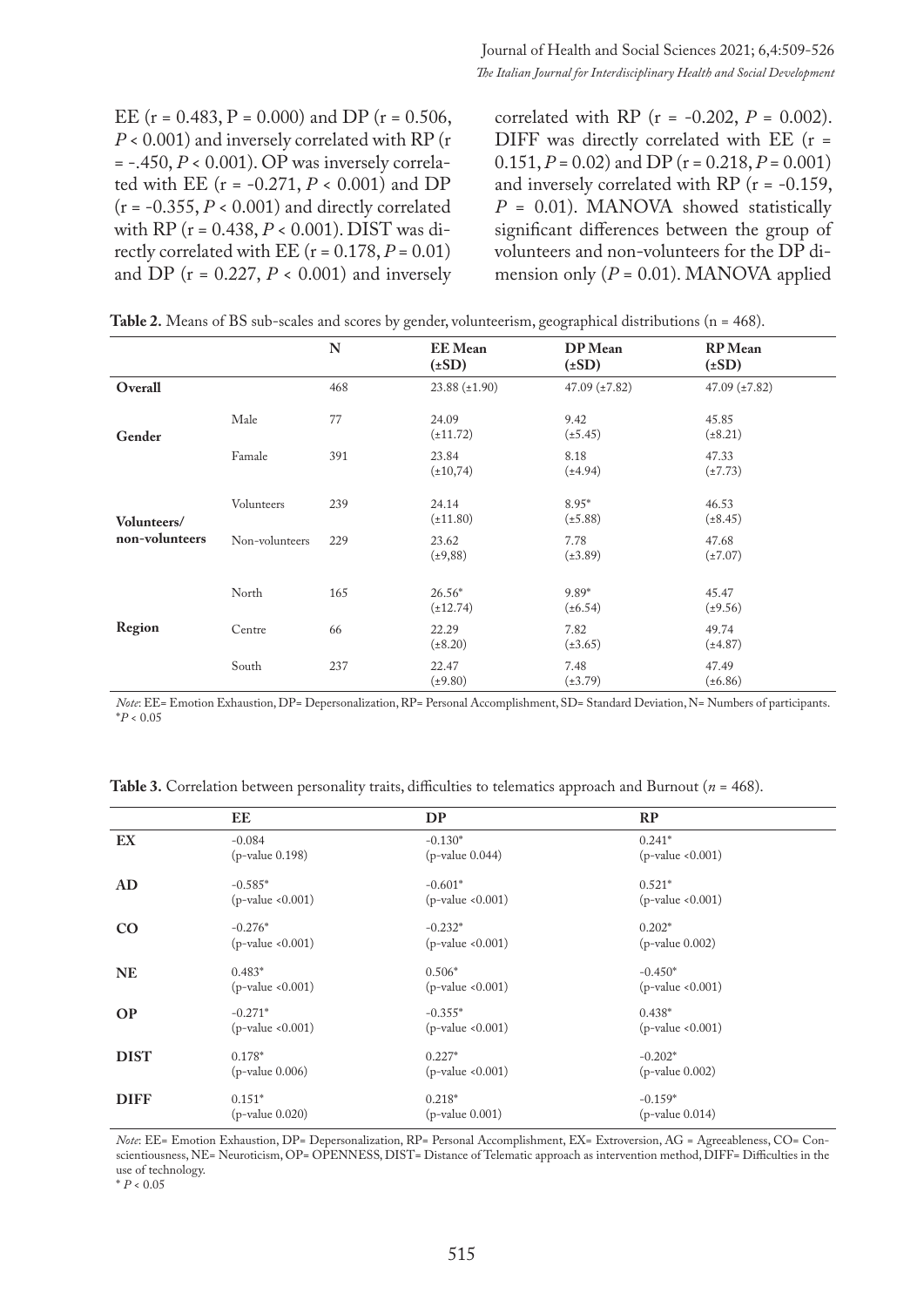EE ($r = 0.483$, $P = 0.000$) and DP ($r = 0.506$, $P < 0.001$) and inversely correlated with RP ($r = -.450$, $P < 0.001$). OP was inversely correlated with EE ($r = -0.271$, $P < 0.001$) and DP ($r = -0.355$, $P < 0.001$) and directly correlated with RP ($r = 0.438$, $P < 0.001$). DIST was directly correlated with EE ($r = 0.178$, $P = 0.01$) and DP ($r = 0.227$, $P < 0.001$) and inversely correlated with RP ($r = -0.202$, $P = 0.002$). DIFF was directly correlated with EE ($r = 0.151$, $P = 0.02$) and DP ($r = 0.218$, $P = 0.001$) and inversely correlated with RP ($r = -0.159$, $P = 0.01$). MANOVA showed statistically significant differences between the group of volunteers and non-volunteers for the DP dimension only ($P = 0.01$). MANOVA applied

**Table 2.** Means of BS sub-scales and scores by gender, volunteerism, geographical distributions (n = 468).

| | | N | EE Mean (±SD) | DP Mean (±SD) | RP Mean (±SD) |
|---|---|---|---|---|---|
| **Overall** | | 468 | 23.88 (±1.90) | 47.09 (±7.82) | 47.09 (±7.82) |
| **Gender** | Male | 77 | 24.09 (±11.72) | 9.42 (±5.45) | 45.85 (±8.21) |
| | Famale | 391 | 23.84 (±10,74) | 8.18 (±4.94) | 47.33 (±7.73) |
| **Volunteers/ non-volunteers** | Volunteers | 239 | 24.14 (±11.80) | 8.95* (±5.88) | 46.53 (±8.45) |
| | Non-volunteers | 229 | 23.62 (±9,88) | 7.78 (±3.89) | 47.68 (±7.07) |
| **Region** | North | 165 | 26.56* (±12.74) | 9.89* (±6.54) | 45.47 (±9.56) |
| | Centre | 66 | 22.29 (±8.20) | 7.82 (±3.65) | 49.74 (±4.87) |
| | South | 237 | 22.47 (±9.80) | 7.48 (±3.79) | 47.49 (±6.86) |

*Note*: EE= Emotion Exhaustion, DP= Depersonalization, RP= Personal Accomplishment, SD= Standard Deviation, N= Numbers of participants. *$P < 0.05$

**Table 3.** Correlation between personality traits, difficulties to telematics approach and Burnout ($n = 468$).

| | EE | DP | RP |
|---|---|---|---|
| **EX** | -0.084 (p-value 0.198) | -0.130* (p-value 0.044) | 0.241* (p-value <0.001) |
| **AD** | -0.585* (p-value <0.001) | -0.601* (p-value <0.001) | 0.521* (p-value <0.001) |
| **CO** | -0.276* (p-value <0.001) | -0.232* (p-value <0.001) | 0.202* (p-value 0.002) |
| **NE** | 0.483* (p-value <0.001) | 0.506* (p-value <0.001) | -0.450* (p-value <0.001) |
| **OP** | -0.271* (p-value <0.001) | -0.355* (p-value <0.001) | 0.438* (p-value <0.001) |
| **DIST** | 0.178* (p-value 0.006) | 0.227* (p-value <0.001) | -0.202* (p-value 0.002) |
| **DIFF** | 0.151* (p-value 0.020) | 0.218* (p-value 0.001) | -0.159* (p-value 0.014) |

*Note*: EE= Emotion Exhaustion, DP= Depersonalization, RP= Personal Accomplishment, EX= Extroversion, AG = Agreeableness, CO= Conscientiousness, NE= Neuroticism, OP= OPENNESS, DIST= Distance of Telematic approach as intervention method, DIFF= Difficulties in the use of technology.
* $P < 0.05$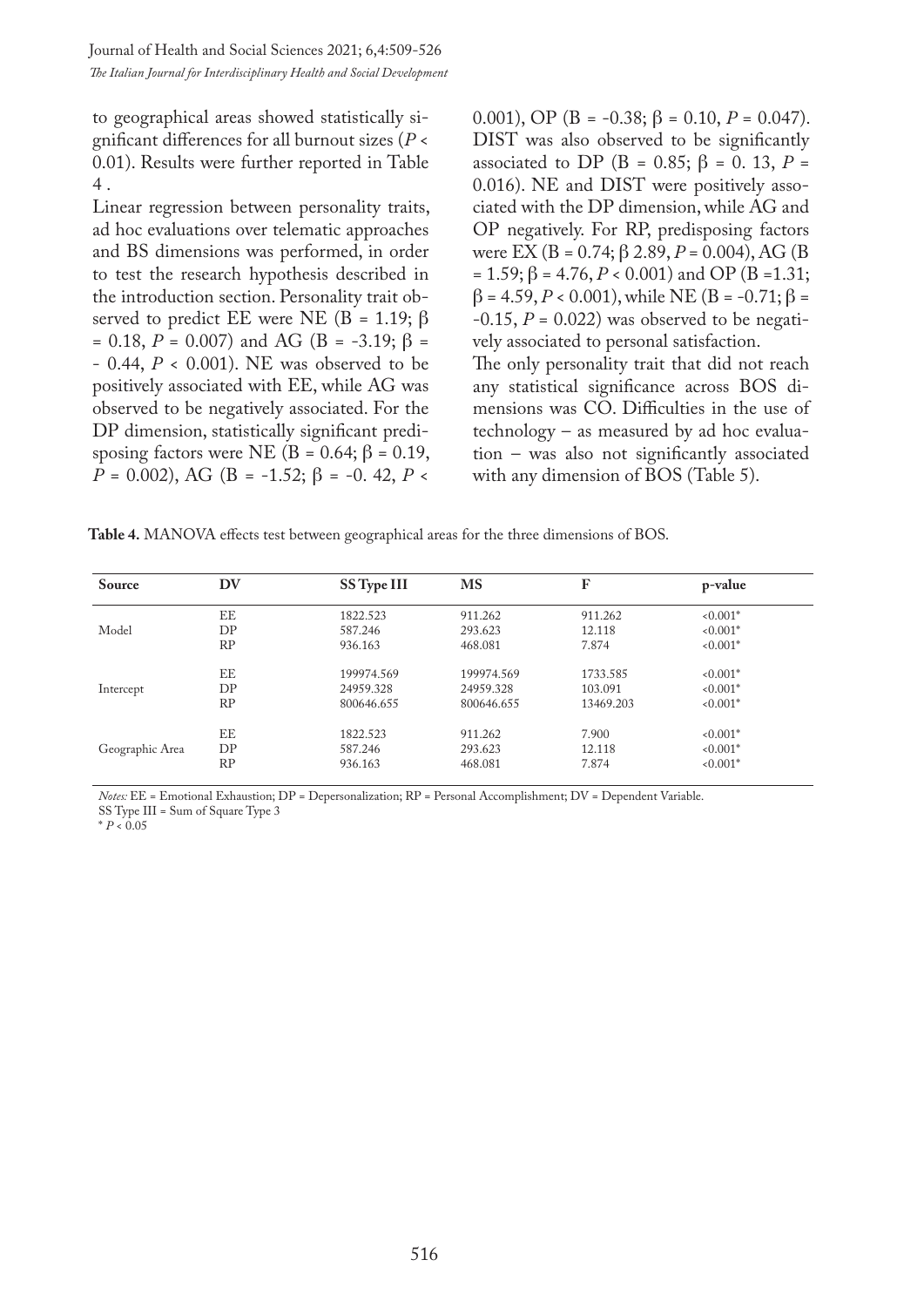to geographical areas showed statistically significant differences for all burnout sizes ($P < 0.01$). Results were further reported in Table 4 .

Linear regression between personality traits, ad hoc evaluations over telematic approaches and BS dimensions was performed, in order to test the research hypothesis described in the introduction section. Personality trait observed to predict EE were NE (B = 1.19; $\beta = 0.18$, $P = 0.007$) and AG (B = -3.19; $\beta = -0.44$, $P < 0.001$). NE was observed to be positively associated with EE, while AG was observed to be negatively associated. For the DP dimension, statistically significant predisposing factors were NE (B = 0.64; $\beta = 0.19$, $P = 0.002$), AG (B = -1.52; $\beta = -0.42$, $P < 0.001$), OP (B = -0.38; $\beta = 0.10$, $P = 0.047$). DIST was also observed to be significantly associated to DP (B = 0.85; $\beta = 0.13$, $P = 0.016$). NE and DIST were positively associated with the DP dimension, while AG and OP negatively. For RP, predisposing factors were EX (B = 0.74; $\beta$ 2.89, $P = 0.004$), AG (B = 1.59; $\beta = 4.76$, $P < 0.001$) and OP (B =1.31; $\beta = 4.59$, $P < 0.001$), while NE (B = -0.71; $\beta = -0.15$, $P = 0.022$) was observed to be negatively associated to personal satisfaction.

The only personality trait that did not reach any statistical significance across BOS dimensions was CO. Difficulties in the use of technology – as measured by ad hoc evaluation – was also not significantly associated with any dimension of BOS (Table 5).

**Table 4.** MANOVA effects test between geographical areas for the three dimensions of BOS.

| Source | DV | SS Type III | MS | F | p-value |
|---|---|---|---|---|---|
| Model | EE | 1822.523 | 911.262 | 911.262 | <0.001* |
| | DP | 587.246 | 293.623 | 12.118 | <0.001* |
| | RP | 936.163 | 468.081 | 7.874 | <0.001* |
| Intercept | EE | 199974.569 | 199974.569 | 1733.585 | <0.001* |
| | DP | 24959.328 | 24959.328 | 103.091 | <0.001* |
| | RP | 800646.655 | 800646.655 | 13469.203 | <0.001* |
| Geographic Area | EE | 1822.523 | 911.262 | 7.900 | <0.001* |
| | DP | 587.246 | 293.623 | 12.118 | <0.001* |
| | RP | 936.163 | 468.081 | 7.874 | <0.001* |

*Notes:* EE = Emotional Exhaustion; DP = Depersonalization; RP = Personal Accomplishment; DV = Dependent Variable.
SS Type III = Sum of Square Type 3
\* $P < 0.05$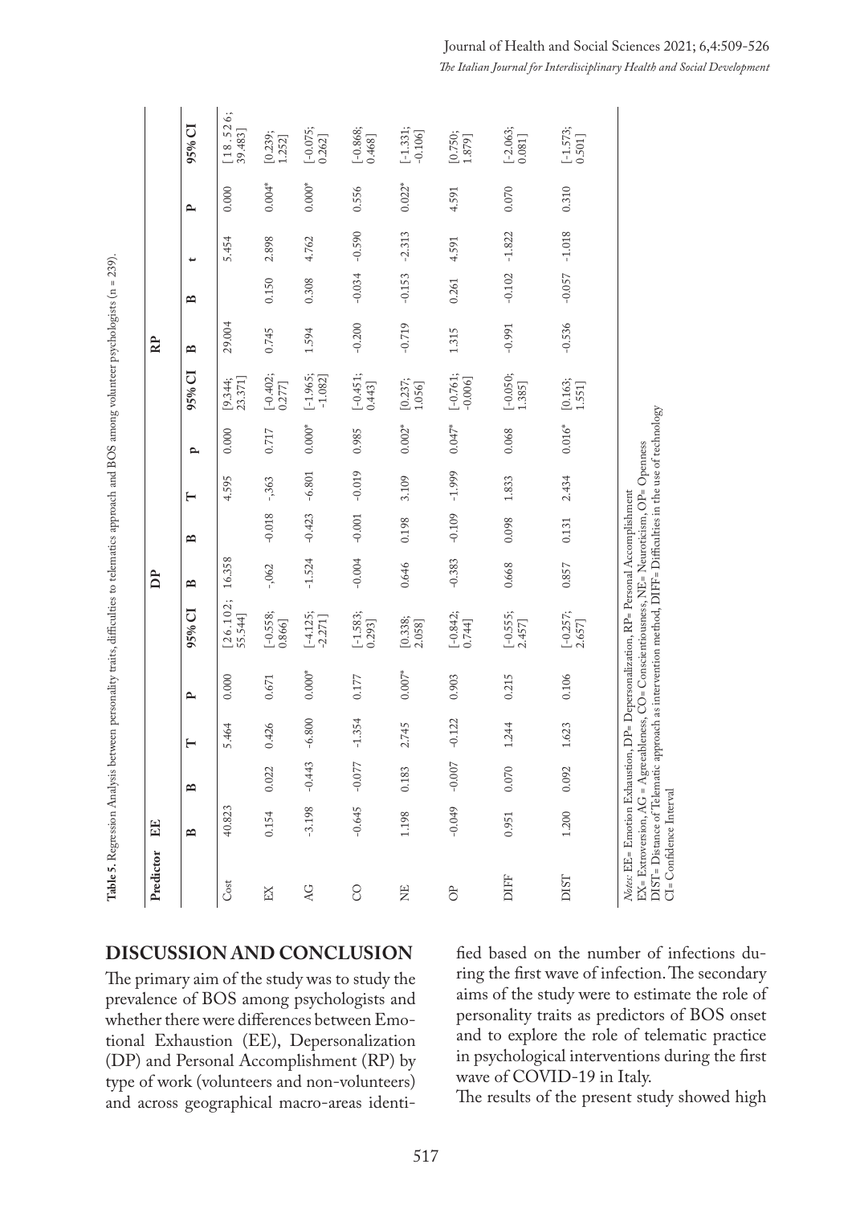**Table 5.** Regression Analysis between personality traits, difficulties to telematics approach and BOS among volunteer psychologists (n = 239).

| Predictor | EE | | | | | DP | | | | | RP | | | | |
|---|---|---|---|---|---|---|---|---|---|---|---|---|---|---|---|
| | B | Β | T | P | 95% CI | B | Β | T | P | 95% CI | B | Β | t | P | 95% CI |
| Cost | 40.823 | | 5.464 | 0.000 | [26.102; 55.544] | 16.358 | | 4.595 | 0.000 | [9.344; 23.371] | 29.004 | | 5.454 | 0.000 | [18.526; 39.483] |
| EX | 0.154 | 0.022 | 0.426 | 0.671 | [-0.558; 0.866] | -,062 | -0.018 | -,363 | 0.717 | [-0.402; 0.277] | 0.745 | 0.150 | 2.898 | 0.004* | [0.239; 1.252] |
| AG | -3.198 | -0.443 | -6.800 | 0.000* | [-4.125; -2.271] | -1.524 | -0.423 | -6.801 | 0.000* | [-1.965; -1.082] | 1.594 | 0.308 | 4.762 | 0.000* | [-0.075; 0.262] |
| CO | -0.645 | -0.077 | -1.354 | 0.177 | [-1.583; 0.293] | -0.004 | -0.001 | -0.019 | 0.985 | [-0.451; 0.443] | -0.200 | -0.034 | -0.590 | 0.556 | [-0.868; 0.468] |
| NE | 1.198 | 0.183 | 2.745 | 0.007* | [0.338; 2.058] | 0.646 | 0.198 | 3.109 | 0.002* | [0.237; 1.056] | -0.719 | -0.153 | -2.313 | 0.022* | [-1.331; -0.106] |
| OP | -0.049 | -0.007 | -0.122 | 0.903 | [-0.842; 0.744] | -0.383 | -0.109 | -1.999 | 0.047* | [-0.761; -0.006] | 1.315 | 0.261 | 4.591 | 4.591 | [0.750; 1.879] |
| DIFF | 0.951 | 0.070 | 1.244 | 0.215 | [-0.555; 2.457] | 0.668 | 0.098 | 1.833 | 0.068 | [-0.050; 1.385] | -0.991 | -0.102 | -1.822 | 0.070 | [-2.063; 0.081] |
| DIST | 1.200 | 0.092 | 1.623 | 0.106 | [-0.257; 2.657] | 0.857 | 0.131 | 2.434 | 0.016* | [0.163; 1.551] | -0.536 | -0.057 | -1.018 | 0.310 | [-1.573; 0.501] |

*Notes*: EE= Emotion Exhaustion, DP= Depersonalization, RP= Personal Accomplishment
EX= Extroversion, AG = Agreeableness, CO= Conscientiousness, NE= Neuroticism, OP= Openness
DIST= Distance of Telematic approach as intervention method, DIFF= Difficulties in the use of technology
CI= Confidence Interval

## DISCUSSION AND CONCLUSION

The primary aim of the study was to study the prevalence of BOS among psychologists and whether there were differences between Emotional Exhaustion (EE), Depersonalization (DP) and Personal Accomplishment (RP) by type of work (volunteers and non-volunteers) and across geographical macro-areas identified based on the number of infections during the first wave of infection. The secondary aims of the study were to estimate the role of personality traits as predictors of BOS onset and to explore the role of telematic practice in psychological interventions during the first wave of COVID-19 in Italy.

The results of the present study showed high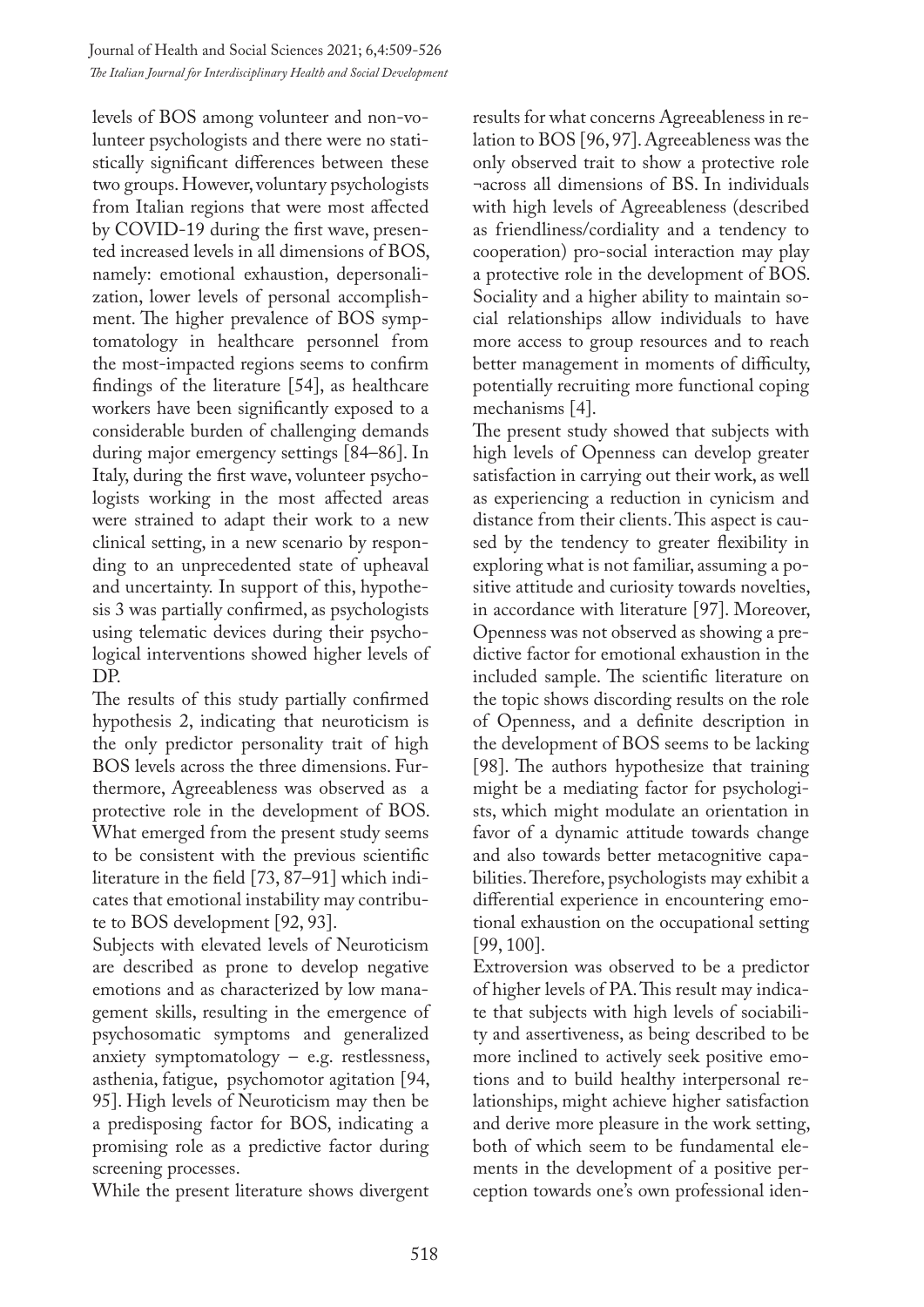levels of BOS among volunteer and non-volunteer psychologists and there were no statistically significant differences between these two groups. However, voluntary psychologists from Italian regions that were most affected by COVID-19 during the first wave, presented increased levels in all dimensions of BOS, namely: emotional exhaustion, depersonalization, lower levels of personal accomplishment. The higher prevalence of BOS symptomatology in healthcare personnel from the most-impacted regions seems to confirm findings of the literature [54], as healthcare workers have been significantly exposed to a considerable burden of challenging demands during major emergency settings [84–86]. In Italy, during the first wave, volunteer psychologists working in the most affected areas were strained to adapt their work to a new clinical setting, in a new scenario by responding to an unprecedented state of upheaval and uncertainty. In support of this, hypothesis 3 was partially confirmed, as psychologists using telematic devices during their psychological interventions showed higher levels of DP.

The results of this study partially confirmed hypothesis 2, indicating that neuroticism is the only predictor personality trait of high BOS levels across the three dimensions. Furthermore, Agreeableness was observed as a protective role in the development of BOS. What emerged from the present study seems to be consistent with the previous scientific literature in the field [73, 87–91] which indicates that emotional instability may contribute to BOS development [92, 93].

Subjects with elevated levels of Neuroticism are described as prone to develop negative emotions and as characterized by low management skills, resulting in the emergence of psychosomatic symptoms and generalized anxiety symptomatology – e.g. restlessness, asthenia, fatigue, psychomotor agitation [94, 95]. High levels of Neuroticism may then be a predisposing factor for BOS, indicating a promising role as a predictive factor during screening processes.

While the present literature shows divergent results for what concerns Agreeableness in relation to BOS [96, 97]. Agreeableness was the only observed trait to show a protective role ¬across all dimensions of BS. In individuals with high levels of Agreeableness (described as friendliness/cordiality and a tendency to cooperation) pro-social interaction may play a protective role in the development of BOS. Sociality and a higher ability to maintain social relationships allow individuals to have more access to group resources and to reach better management in moments of difficulty, potentially recruiting more functional coping mechanisms [4].

The present study showed that subjects with high levels of Openness can develop greater satisfaction in carrying out their work, as well as experiencing a reduction in cynicism and distance from their clients. This aspect is caused by the tendency to greater flexibility in exploring what is not familiar, assuming a positive attitude and curiosity towards novelties, in accordance with literature [97]. Moreover, Openness was not observed as showing a predictive factor for emotional exhaustion in the included sample. The scientific literature on the topic shows discording results on the role of Openness, and a definite description in the development of BOS seems to be lacking [98]. The authors hypothesize that training might be a mediating factor for psychologists, which might modulate an orientation in favor of a dynamic attitude towards change and also towards better metacognitive capabilities. Therefore, psychologists may exhibit a differential experience in encountering emotional exhaustion on the occupational setting [99, 100].

Extroversion was observed to be a predictor of higher levels of PA. This result may indicate that subjects with high levels of sociability and assertiveness, as being described to be more inclined to actively seek positive emotions and to build healthy interpersonal relationships, might achieve higher satisfaction and derive more pleasure in the work setting, both of which seem to be fundamental elements in the development of a positive perception towards one's own professional iden-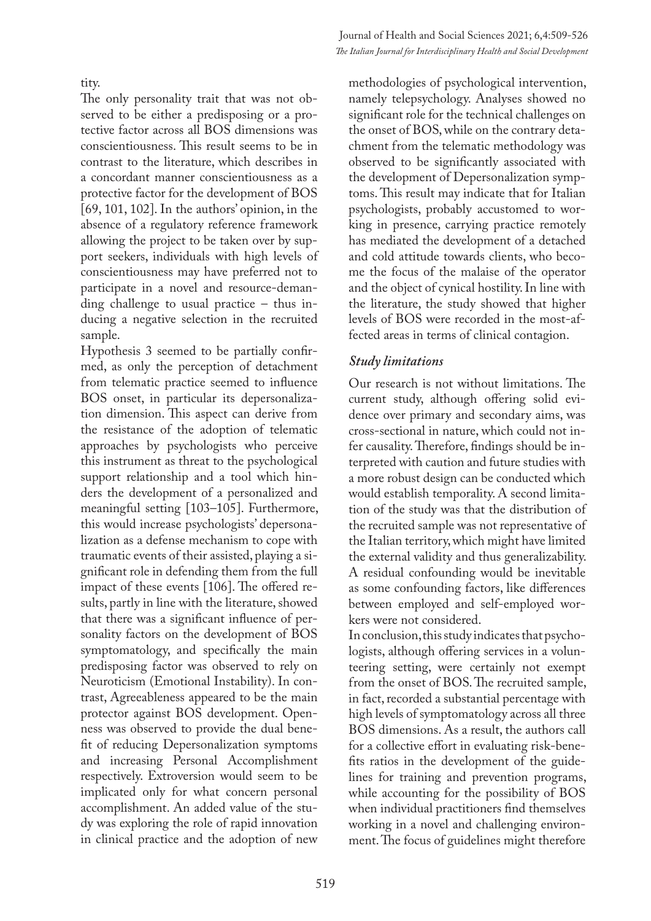tity.

The only personality trait that was not observed to be either a predisposing or a protective factor across all BOS dimensions was conscientiousness. This result seems to be in contrast to the literature, which describes in a concordant manner conscientiousness as a protective factor for the development of BOS [69, 101, 102]. In the authors' opinion, in the absence of a regulatory reference framework allowing the project to be taken over by support seekers, individuals with high levels of conscientiousness may have preferred not to participate in a novel and resource-demanding challenge to usual practice – thus inducing a negative selection in the recruited sample.

Hypothesis 3 seemed to be partially confirmed, as only the perception of detachment from telematic practice seemed to influence BOS onset, in particular its depersonalization dimension. This aspect can derive from the resistance of the adoption of telematic approaches by psychologists who perceive this instrument as threat to the psychological support relationship and a tool which hinders the development of a personalized and meaningful setting [103–105]. Furthermore, this would increase psychologists' depersonalization as a defense mechanism to cope with traumatic events of their assisted, playing a significant role in defending them from the full impact of these events [106]. The offered results, partly in line with the literature, showed that there was a significant influence of personality factors on the development of BOS symptomatology, and specifically the main predisposing factor was observed to rely on Neuroticism (Emotional Instability). In contrast, Agreeableness appeared to be the main protector against BOS development. Openness was observed to provide the dual benefit of reducing Depersonalization symptoms and increasing Personal Accomplishment respectively. Extroversion would seem to be implicated only for what concern personal accomplishment. An added value of the study was exploring the role of rapid innovation in clinical practice and the adoption of new methodologies of psychological intervention, namely telepsychology. Analyses showed no significant role for the technical challenges on the onset of BOS, while on the contrary detachment from the telematic methodology was observed to be significantly associated with the development of Depersonalization symptoms. This result may indicate that for Italian psychologists, probably accustomed to working in presence, carrying practice remotely has mediated the development of a detached and cold attitude towards clients, who become the focus of the malaise of the operator and the object of cynical hostility. In line with the literature, the study showed that higher levels of BOS were recorded in the most-affected areas in terms of clinical contagion.

### *Study limitations*

Our research is not without limitations. The current study, although offering solid evidence over primary and secondary aims, was cross-sectional in nature, which could not infer causality. Therefore, findings should be interpreted with caution and future studies with a more robust design can be conducted which would establish temporality. A second limitation of the study was that the distribution of the recruited sample was not representative of the Italian territory, which might have limited the external validity and thus generalizability. A residual confounding would be inevitable as some confounding factors, like differences between employed and self-employed workers were not considered.

In conclusion, this study indicates that psychologists, although offering services in a volunteering setting, were certainly not exempt from the onset of BOS. The recruited sample, in fact, recorded a substantial percentage with high levels of symptomatology across all three BOS dimensions. As a result, the authors call for a collective effort in evaluating risk-benefits ratios in the development of the guidelines for training and prevention programs, while accounting for the possibility of BOS when individual practitioners find themselves working in a novel and challenging environment. The focus of guidelines might therefore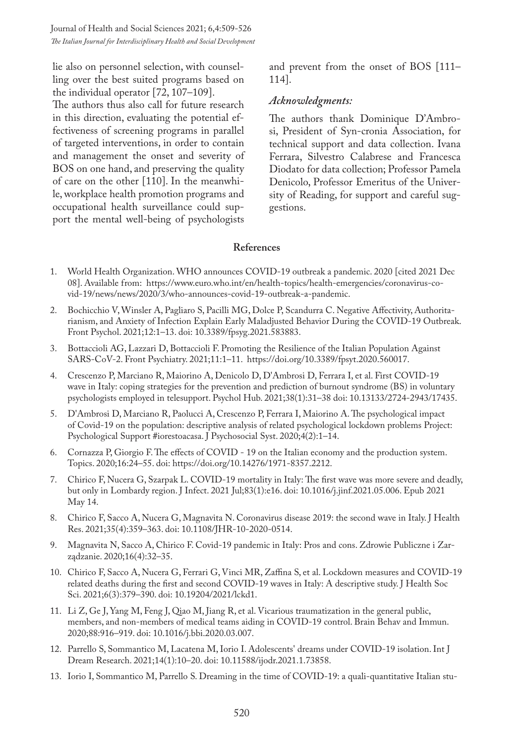lie also on personnel selection, with counselling over the best suited programs based on the individual operator [72, 107–109].

The authors thus also call for future research in this direction, evaluating the potential effectiveness of screening programs in parallel of targeted interventions, in order to contain and management the onset and severity of BOS on one hand, and preserving the quality of care on the other [110]. In the meanwhile, workplace health promotion programs and occupational health surveillance could support the mental well-being of psychologists and prevent from the onset of BOS [111–114].

### *Acknowledgments:*

The authors thank Dominique D'Ambrosi, President of Syn-cronia Association, for technical support and data collection. Ivana Ferrara, Silvestro Calabrese and Francesca Diodato for data collection; Professor Pamela Denicolo, Professor Emeritus of the University of Reading, for support and careful suggestions.

## References

1. World Health Organization. WHO announces COVID-19 outbreak a pandemic. 2020 [cited 2021 Dec 08]. Available from: https://www.euro.who.int/en/health-topics/health-emergencies/coronavirus-covid-19/news/news/2020/3/who-announces-covid-19-outbreak-a-pandemic.
2. Bochicchio V, Winsler A, Pagliaro S, Pacilli MG, Dolce P, Scandurra C. Negative Affectivity, Authoritarianism, and Anxiety of Infection Explain Early Maladjusted Behavior During the COVID-19 Outbreak. Front Psychol. 2021;12:1–13. doi: 10.3389/fpsyg.2021.583883.
3. Bottaccioli AG, Lazzari D, Bottaccioli F. Promoting the Resilience of the Italian Population Against SARS-CoV-2. Front Psychiatry. 2021;11:1–11. https://doi.org/10.3389/fpsyt.2020.560017.
4. Crescenzo P, Marciano R, Maiorino A, Denicolo D, D'Ambrosi D, Ferrara I, et al. First COVID-19 wave in Italy: coping strategies for the prevention and prediction of burnout syndrome (BS) in voluntary psychologists employed in telesupport. Psychol Hub. 2021;38(1):31–38 doi: 10.13133/2724-2943/17435.
5. D'Ambrosi D, Marciano R, Paolucci A, Crescenzo P, Ferrara I, Maiorino A. The psychological impact of Covid-19 on the population: descriptive analysis of related psychological lockdown problems Project: Psychological Support #iorestoacasa. J Psychosocial Syst. 2020;4(2):1–14.
6. Cornazza P, Giorgio F. The effects of COVID - 19 on the Italian economy and the production system. Topics. 2020;16:24–55. doi: https://doi.org/10.14276/1971-8357.2212.
7. Chirico F, Nucera G, Szarpak L. COVID-19 mortality in Italy: The first wave was more severe and deadly, but only in Lombardy region. J Infect. 2021 Jul;83(1):e16. doi: 10.1016/j.jinf.2021.05.006. Epub 2021 May 14.
8. Chirico F, Sacco A, Nucera G, Magnavita N. Coronavirus disease 2019: the second wave in Italy. J Health Res. 2021;35(4):359–363. doi: 10.1108/JHR-10-2020-0514.
9. Magnavita N, Sacco A, Chirico F. Covid-19 pandemic in Italy: Pros and cons. Zdrowie Publiczne i Zarządzanie. 2020;16(4):32–35.
10. Chirico F, Sacco A, Nucera G, Ferrari G, Vinci MR, Zaffina S, et al. Lockdown measures and COVID-19 related deaths during the first and second COVID-19 waves in Italy: A descriptive study. J Health Soc Sci. 2021;6(3):379–390. doi: 10.19204/2021/lckd1.
11. Li Z, Ge J, Yang M, Feng J, Qiao M, Jiang R, et al. Vicarious traumatization in the general public, members, and non-members of medical teams aiding in COVID-19 control. Brain Behav and Immun. 2020;88:916–919. doi: 10.1016/j.bbi.2020.03.007.
12. Parrello S, Sommantico M, Lacatena M, Iorio I. Adolescents' dreams under COVID-19 isolation. Int J Dream Research. 2021;14(1):10–20. doi: 10.11588/ijodr.2021.1.73858.
13. Iorio I, Sommantico M, Parrello S. Dreaming in the time of COVID-19: a quali-quantitative Italian stu-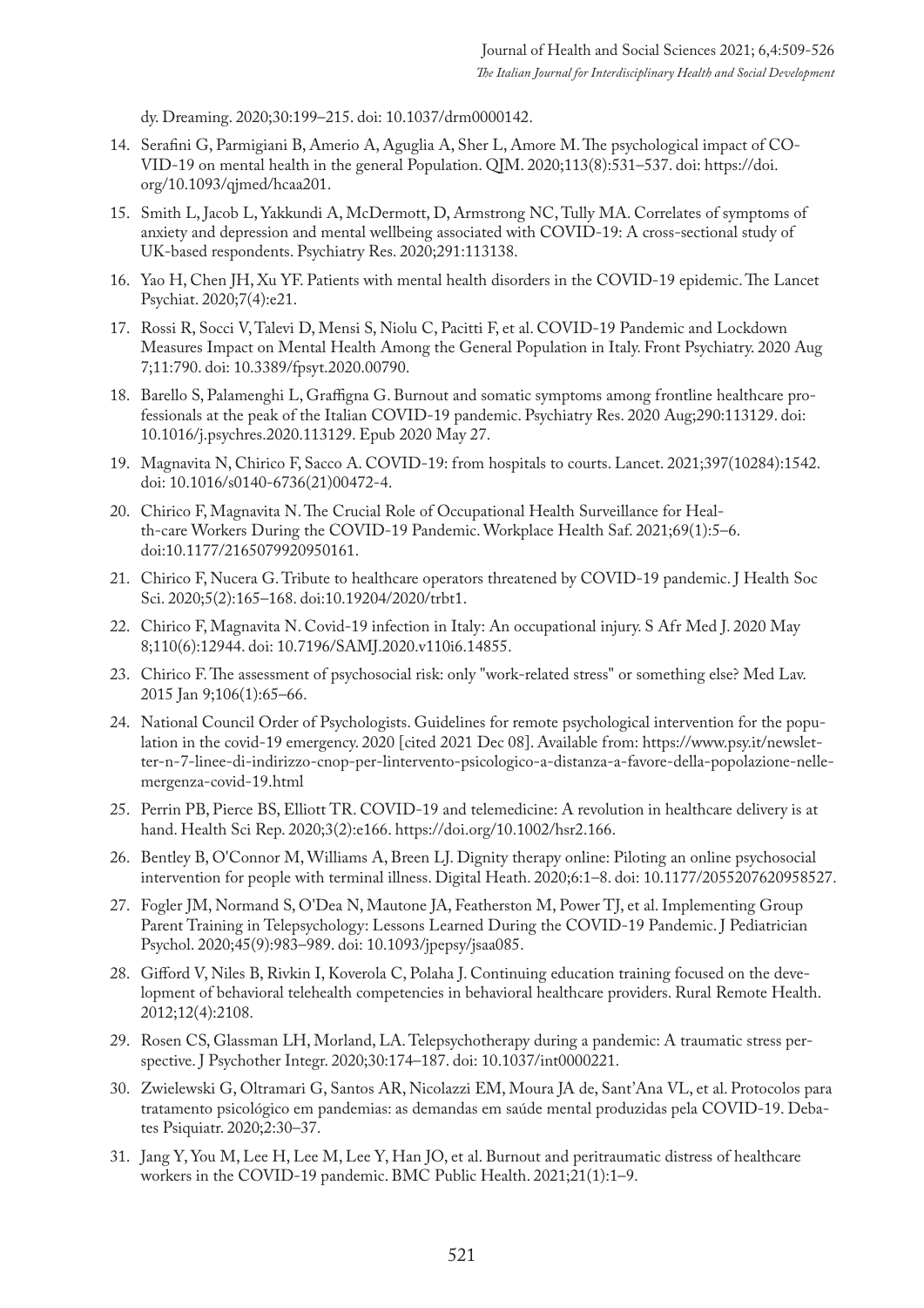dy. Dreaming. 2020;30:199–215. doi: 10.1037/drm0000142.

14. Serafini G, Parmigiani B, Amerio A, Aguglia A, Sher L, Amore M. The psychological impact of COVID-19 on mental health in the general Population. QJM. 2020;113(8):531–537. doi: https://doi.org/10.1093/qjmed/hcaa201.
15. Smith L, Jacob L, Yakkundi A, McDermott, D, Armstrong NC, Tully MA. Correlates of symptoms of anxiety and depression and mental wellbeing associated with COVID-19: A cross-sectional study of UK-based respondents. Psychiatry Res. 2020;291:113138.
16. Yao H, Chen JH, Xu YF. Patients with mental health disorders in the COVID-19 epidemic. The Lancet Psychiat. 2020;7(4):e21.
17. Rossi R, Socci V, Talevi D, Mensi S, Niolu C, Pacitti F, et al. COVID-19 Pandemic and Lockdown Measures Impact on Mental Health Among the General Population in Italy. Front Psychiatry. 2020 Aug 7;11:790. doi: 10.3389/fpsyt.2020.00790.
18. Barello S, Palamenghi L, Graffigna G. Burnout and somatic symptoms among frontline healthcare professionals at the peak of the Italian COVID-19 pandemic. Psychiatry Res. 2020 Aug;290:113129. doi: 10.1016/j.psychres.2020.113129. Epub 2020 May 27.
19. Magnavita N, Chirico F, Sacco A. COVID-19: from hospitals to courts. Lancet. 2021;397(10284):1542. doi: 10.1016/s0140-6736(21)00472-4.
20. Chirico F, Magnavita N. The Crucial Role of Occupational Health Surveillance for Health-care Workers During the COVID-19 Pandemic. Workplace Health Saf. 2021;69(1):5–6. doi:10.1177/2165079920950161.
21. Chirico F, Nucera G. Tribute to healthcare operators threatened by COVID-19 pandemic. J Health Soc Sci. 2020;5(2):165–168. doi:10.19204/2020/trbt1.
22. Chirico F, Magnavita N. Covid-19 infection in Italy: An occupational injury. S Afr Med J. 2020 May 8;110(6):12944. doi: 10.7196/SAMJ.2020.v110i6.14855.
23. Chirico F. The assessment of psychosocial risk: only "work-related stress" or something else? Med Lav. 2015 Jan 9;106(1):65–66.
24. National Council Order of Psychologists. Guidelines for remote psychological intervention for the population in the covid-19 emergency. 2020 [cited 2021 Dec 08]. Available from: https://www.psy.it/newsletter-n-7-linee-di-indirizzo-cnop-per-lintervento-psicologico-a-distanza-a-favore-della-popolazione-nelle-mergenza-covid-19.html
25. Perrin PB, Pierce BS, Elliott TR. COVID-19 and telemedicine: A revolution in healthcare delivery is at hand. Health Sci Rep. 2020;3(2):e166. https://doi.org/10.1002/hsr2.166.
26. Bentley B, O'Connor M, Williams A, Breen LJ. Dignity therapy online: Piloting an online psychosocial intervention for people with terminal illness. Digital Heath. 2020;6:1–8. doi: 10.1177/2055207620958527.
27. Fogler JM, Normand S, O'Dea N, Mautone JA, Featherston M, Power TJ, et al. Implementing Group Parent Training in Telepsychology: Lessons Learned During the COVID-19 Pandemic. J Pediatrician Psychol. 2020;45(9):983–989. doi: 10.1093/jpepsy/jsaa085.
28. Gifford V, Niles B, Rivkin I, Koverola C, Polaha J. Continuing education training focused on the development of behavioral telehealth competencies in behavioral healthcare providers. Rural Remote Health. 2012;12(4):2108.
29. Rosen CS, Glassman LH, Morland, LA. Telepsychotherapy during a pandemic: A traumatic stress perspective. J Psychother Integr. 2020;30:174–187. doi: 10.1037/int0000221.
30. Zwielewski G, Oltramari G, Santos AR, Nicolazzi EM, Moura JA de, Sant'Ana VL, et al. Protocolos para tratamento psicológico em pandemias: as demandas em saúde mental produzidas pela COVID-19. Debates Psiquiatr. 2020;2:30–37.
31. Jang Y, You M, Lee H, Lee M, Lee Y, Han JO, et al. Burnout and peritraumatic distress of healthcare workers in the COVID-19 pandemic. BMC Public Health. 2021;21(1):1–9.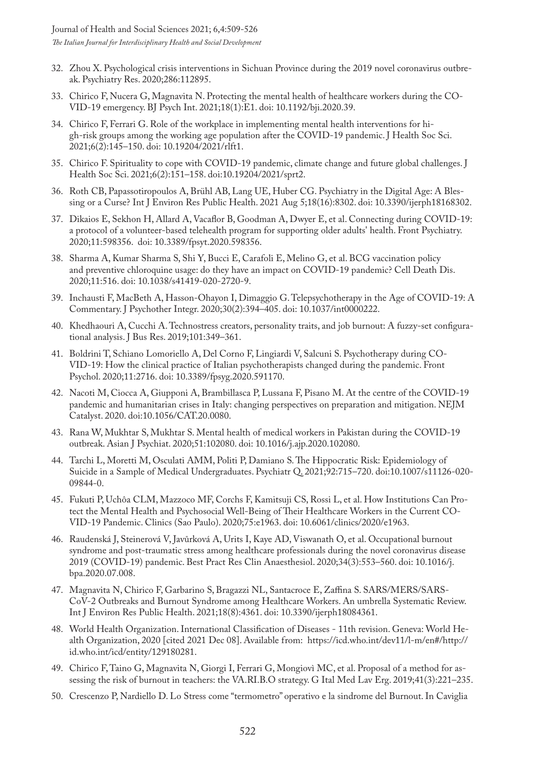32. Zhou X. Psychological crisis interventions in Sichuan Province during the 2019 novel coronavirus outbreak. Psychiatry Res. 2020;286:112895.
33. Chirico F, Nucera G, Magnavita N. Protecting the mental health of healthcare workers during the COVID-19 emergency. BJ Psych Int. 2021;18(1):E1. doi: 10.1192/bji.2020.39.
34. Chirico F, Ferrari G. Role of the workplace in implementing mental health interventions for high-risk groups among the working age population after the COVID-19 pandemic. J Health Soc Sci. 2021;6(2):145–150. doi: 10.19204/2021/rlft1.
35. Chirico F. Spirituality to cope with COVID-19 pandemic, climate change and future global challenges. J Health Soc Sci. 2021;6(2):151–158. doi:10.19204/2021/sprt2.
36. Roth CB, Papassotiropoulos A, Brühl AB, Lang UE, Huber CG. Psychiatry in the Digital Age: A Blessing or a Curse? Int J Environ Res Public Health. 2021 Aug 5;18(16):8302. doi: 10.3390/ijerph18168302.
37. Dikaios E, Sekhon H, Allard A, Vacaflor B, Goodman A, Dwyer E, et al. Connecting during COVID-19: a protocol of a volunteer-based telehealth program for supporting older adults' health. Front Psychiatry. 2020;11:598356. doi: 10.3389/fpsyt.2020.598356.
38. Sharma A, Kumar Sharma S, Shi Y, Bucci E, Carafoli E, Melino G, et al. BCG vaccination policy and preventive chloroquine usage: do they have an impact on COVID-19 pandemic? Cell Death Dis. 2020;11:516. doi: 10.1038/s41419-020-2720-9.
39. Inchausti F, MacBeth A, Hasson-Ohayon I, Dimaggio G. Telepsychotherapy in the Age of COVID-19: A Commentary. J Psychother Integr. 2020;30(2):394–405. doi: 10.1037/int0000222.
40. Khedhaouri A, Cucchi A. Technostress creators, personality traits, and job burnout: A fuzzy-set configurational analysis. J Bus Res. 2019;101:349–361.
41. Boldrini T, Schiano Lomoriello A, Del Corno F, Lingiardi V, Salcuni S. Psychotherapy during COVID-19: How the clinical practice of Italian psychotherapists changed during the pandemic. Front Psychol. 2020;11:2716. doi: 10.3389/fpsyg.2020.591170.
42. Nacoti M, Ciocca A, Giupponi A, Brambillasca P, Lussana F, Pisano M. At the centre of the COVID-19 pandemic and humanitarian crises in Italy: changing perspectives on preparation and mitigation. NEJM Catalyst. 2020. doi:10.1056/CAT.20.0080.
43. Rana W, Mukhtar S, Mukhtar S. Mental health of medical workers in Pakistan during the COVID-19 outbreak. Asian J Psychiat. 2020;51:102080. doi: 10.1016/j.ajp.2020.102080.
44. Tarchi L, Moretti M, Osculati AMM, Politi P, Damiano S. The Hippocratic Risk: Epidemiology of Suicide in a Sample of Medical Undergraduates. Psychiatr Q. 2021;92:715–720. doi:10.1007/s11126-020-09844-0.
45. Fukuti P, Uchôa CLM, Mazzoco MF, Corchs F, Kamitsuji CS, Rossi L, et al. How Institutions Can Protect the Mental Health and Psychosocial Well-Being of Their Healthcare Workers in the Current COVID-19 Pandemic. Clinics (Sao Paulo). 2020;75:e1963. doi: 10.6061/clinics/2020/e1963.
46. Raudenská J, Steinerová V, Javůrková A, Urits I, Kaye AD, Viswanath O, et al. Occupational burnout syndrome and post-traumatic stress among healthcare professionals during the novel coronavirus disease 2019 (COVID-19) pandemic. Best Pract Res Clin Anaesthesiol. 2020;34(3):553–560. doi: 10.1016/j.bpa.2020.07.008.
47. Magnavita N, Chirico F, Garbarino S, Bragazzi NL, Santacroce E, Zaffina S. SARS/MERS/SARS-CoV-2 Outbreaks and Burnout Syndrome among Healthcare Workers. An umbrella Systematic Review. Int J Environ Res Public Health. 2021;18(8):4361. doi: 10.3390/ijerph18084361.
48. World Health Organization. International Classification of Diseases - 11th revision. Geneva: World Health Organization, 2020 [cited 2021 Dec 08]. Available from: https://icd.who.int/dev11/l-m/en#/http://id.who.int/icd/entity/129180281.
49. Chirico F, Taino G, Magnavita N, Giorgi I, Ferrari G, Mongiovì MC, et al. Proposal of a method for assessing the risk of burnout in teachers: the VA.RI.B.O strategy. G Ital Med Lav Erg. 2019;41(3):221–235.
50. Crescenzo P, Nardiello D. Lo Stress come "termometro" operativo e la sindrome del Burnout. In Caviglia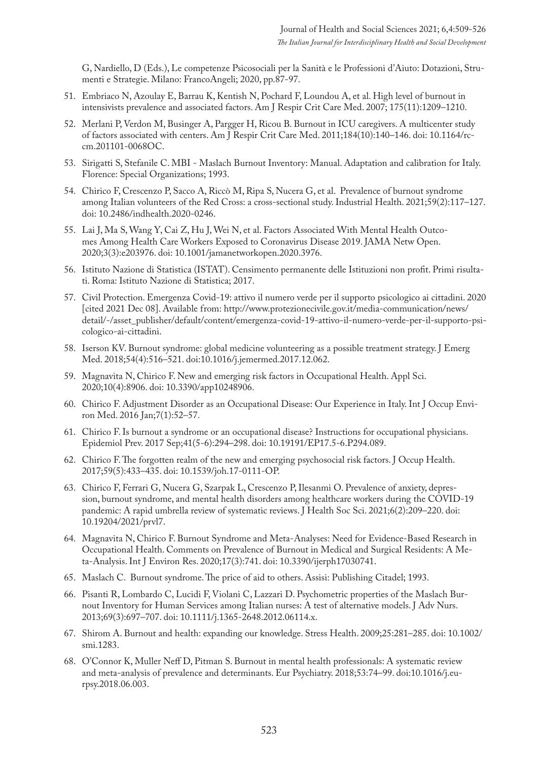G, Nardiello, D (Eds.), Le competenze Psicosociali per la Sanità e le Professioni d'Aiuto: Dotazioni, Strumenti e Strategie. Milano: FrancoAngeli; 2020, pp.87-97.

51. Embriaco N, Azoulay E, Barrau K, Kentish N, Pochard F, Loundou A, et al. High level of burnout in intensivists prevalence and associated factors. Am J Respir Crit Care Med. 2007; 175(11):1209–1210.
52. Merlani P, Verdon M, Businger A, Pargger H, Ricou B. Burnout in ICU caregivers. A multicenter study of factors associated with centers. Am J Respir Crit Care Med. 2011;184(10):140–146. doi: 10.1164/rccm.201101-0068OC.
53. Sirigatti S, Stefanile C. MBI - Maslach Burnout Inventory: Manual. Adaptation and calibration for Italy. Florence: Special Organizations; 1993.
54. Chirico F, Crescenzo P, Sacco A, Riccò M, Ripa S, Nucera G, et al. Prevalence of burnout syndrome among Italian volunteers of the Red Cross: a cross-sectional study. Industrial Health. 2021;59(2):117–127. doi: 10.2486/indhealth.2020-0246.
55. Lai J, Ma S, Wang Y, Cai Z, Hu J, Wei N, et al. Factors Associated With Mental Health Outcomes Among Health Care Workers Exposed to Coronavirus Disease 2019. JAMA Netw Open. 2020;3(3):e203976. doi: 10.1001/jamanetworkopen.2020.3976.
56. Istituto Nazione di Statistica (ISTAT). Censimento permanente delle Istituzioni non profit. Primi risultati. Roma: Istituto Nazione di Statistica; 2017.
57. Civil Protection. Emergenza Covid-19: attivo il numero verde per il supporto psicologico ai cittadini. 2020 [cited 2021 Dec 08]. Available from: http://www.protezionecivile.gov.it/media-communication/news/detail/-/asset_publisher/default/content/emergenza-covid-19-attivo-il-numero-verde-per-il-supporto-psicologico-ai-cittadini.
58. Iserson KV. Burnout syndrome: global medicine volunteering as a possible treatment strategy. J Emerg Med. 2018;54(4):516–521. doi:10.1016/j.jemermed.2017.12.062.
59. Magnavita N, Chirico F. New and emerging risk factors in Occupational Health. Appl Sci. 2020;10(4):8906. doi: 10.3390/app10248906.
60. Chirico F. Adjustment Disorder as an Occupational Disease: Our Experience in Italy. Int J Occup Environ Med. 2016 Jan;7(1):52–57.
61. Chirico F. Is burnout a syndrome or an occupational disease? Instructions for occupational physicians. Epidemiol Prev. 2017 Sep;41(5-6):294–298. doi: 10.19191/EP17.5-6.P294.089.
62. Chirico F. The forgotten realm of the new and emerging psychosocial risk factors. J Occup Health. 2017;59(5):433–435. doi: 10.1539/joh.17-0111-OP.
63. Chirico F, Ferrari G, Nucera G, Szarpak L, Crescenzo P, Ilesanmi O. Prevalence of anxiety, depression, burnout syndrome, and mental health disorders among healthcare workers during the COVID-19 pandemic: A rapid umbrella review of systematic reviews. J Health Soc Sci. 2021;6(2):209–220. doi: 10.19204/2021/prvl7.
64. Magnavita N, Chirico F. Burnout Syndrome and Meta-Analyses: Need for Evidence-Based Research in Occupational Health. Comments on Prevalence of Burnout in Medical and Surgical Residents: A Meta-Analysis. Int J Environ Res. 2020;17(3):741. doi: 10.3390/ijerph17030741.
65. Maslach C. Burnout syndrome. The price of aid to others. Assisi: Publishing Citadel; 1993.
66. Pisanti R, Lombardo C, Lucidi F, Violani C, Lazzari D. Psychometric properties of the Maslach Burnout Inventory for Human Services among Italian nurses: A test of alternative models. J Adv Nurs. 2013;69(3):697–707. doi: 10.1111/j.1365-2648.2012.06114.x.
67. Shirom A. Burnout and health: expanding our knowledge. Stress Health. 2009;25:281–285. doi: 10.1002/smi.1283.
68. O'Connor K, Muller Neff D, Pitman S. Burnout in mental health professionals: A systematic review and meta-analysis of prevalence and determinants. Eur Psychiatry. 2018;53:74–99. doi:10.1016/j.eurpsy.2018.06.003.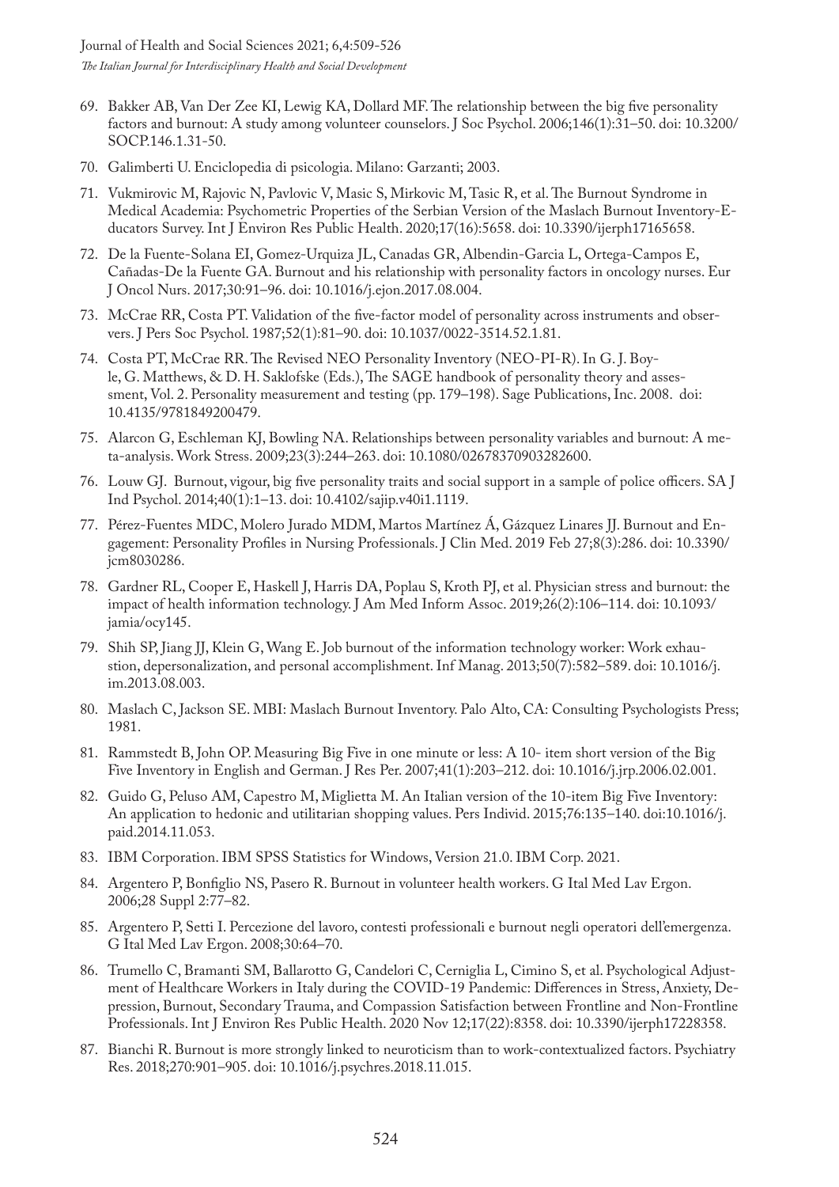69. Bakker AB, Van Der Zee KI, Lewig KA, Dollard MF. The relationship between the big five personality factors and burnout: A study among volunteer counselors. J Soc Psychol. 2006;146(1):31–50. doi: 10.3200/SOCP.146.1.31-50.
70. Galimberti U. Enciclopedia di psicologia. Milano: Garzanti; 2003.
71. Vukmirovic M, Rajovic N, Pavlovic V, Masic S, Mirkovic M, Tasic R, et al. The Burnout Syndrome in Medical Academia: Psychometric Properties of the Serbian Version of the Maslach Burnout Inventory-Educators Survey. Int J Environ Res Public Health. 2020;17(16):5658. doi: 10.3390/ijerph17165658.
72. De la Fuente-Solana EI, Gomez-Urquiza JL, Canadas GR, Albendin-Garcia L, Ortega-Campos E, Cañadas-De la Fuente GA. Burnout and his relationship with personality factors in oncology nurses. Eur J Oncol Nurs. 2017;30:91–96. doi: 10.1016/j.ejon.2017.08.004.
73. McCrae RR, Costa PT. Validation of the five-factor model of personality across instruments and observers. J Pers Soc Psychol. 1987;52(1):81–90. doi: 10.1037/0022-3514.52.1.81.
74. Costa PT, McCrae RR. The Revised NEO Personality Inventory (NEO-PI-R). In G. J. Boyle, G. Matthews, & D. H. Saklofske (Eds.), The SAGE handbook of personality theory and assessment, Vol. 2. Personality measurement and testing (pp. 179–198). Sage Publications, Inc. 2008. doi: 10.4135/9781849200479.
75. Alarcon G, Eschleman KJ, Bowling NA. Relationships between personality variables and burnout: A meta-analysis. Work Stress. 2009;23(3):244–263. doi: 10.1080/02678370903282600.
76. Louw GJ. Burnout, vigour, big five personality traits and social support in a sample of police officers. SA J Ind Psychol. 2014;40(1):1–13. doi: 10.4102/sajip.v40i1.1119.
77. Pérez-Fuentes MDC, Molero Jurado MDM, Martos Martínez Á, Gázquez Linares JJ. Burnout and Engagement: Personality Profiles in Nursing Professionals. J Clin Med. 2019 Feb 27;8(3):286. doi: 10.3390/jcm8030286.
78. Gardner RL, Cooper E, Haskell J, Harris DA, Poplau S, Kroth PJ, et al. Physician stress and burnout: the impact of health information technology. J Am Med Inform Assoc. 2019;26(2):106–114. doi: 10.1093/jamia/ocy145.
79. Shih SP, Jiang JJ, Klein G, Wang E. Job burnout of the information technology worker: Work exhaustion, depersonalization, and personal accomplishment. Inf Manag. 2013;50(7):582–589. doi: 10.1016/j.im.2013.08.003.
80. Maslach C, Jackson SE. MBI: Maslach Burnout Inventory. Palo Alto, CA: Consulting Psychologists Press; 1981.
81. Rammstedt B, John OP. Measuring Big Five in one minute or less: A 10- item short version of the Big Five Inventory in English and German. J Res Per. 2007;41(1):203–212. doi: 10.1016/j.jrp.2006.02.001.
82. Guido G, Peluso AM, Capestro M, Miglietta M. An Italian version of the 10-item Big Five Inventory: An application to hedonic and utilitarian shopping values. Pers Individ. 2015;76:135–140. doi:10.1016/j.paid.2014.11.053.
83. IBM Corporation. IBM SPSS Statistics for Windows, Version 21.0. IBM Corp. 2021.
84. Argentero P, Bonfiglio NS, Pasero R. Burnout in volunteer health workers. G Ital Med Lav Ergon. 2006;28 Suppl 2:77–82.
85. Argentero P, Setti I. Percezione del lavoro, contesti professionali e burnout negli operatori dell'emergenza. G Ital Med Lav Ergon. 2008;30:64–70.
86. Trumello C, Bramanti SM, Ballarotto G, Candelori C, Cerniglia L, Cimino S, et al. Psychological Adjustment of Healthcare Workers in Italy during the COVID-19 Pandemic: Differences in Stress, Anxiety, Depression, Burnout, Secondary Trauma, and Compassion Satisfaction between Frontline and Non-Frontline Professionals. Int J Environ Res Public Health. 2020 Nov 12;17(22):8358. doi: 10.3390/ijerph17228358.
87. Bianchi R. Burnout is more strongly linked to neuroticism than to work-contextualized factors. Psychiatry Res. 2018;270:901–905. doi: 10.1016/j.psychres.2018.11.015.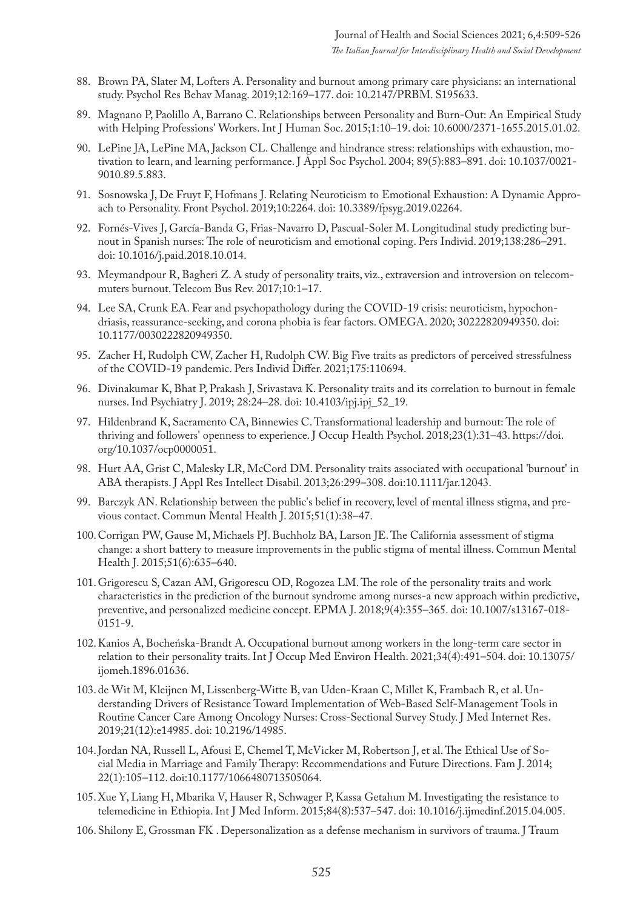88. Brown PA, Slater M, Lofters A. Personality and burnout among primary care physicians: an international study. Psychol Res Behav Manag. 2019;12:169–177. doi: 10.2147/PRBM. S195633.

89. Magnano P, Paolillo A, Barrano C. Relationships between Personality and Burn-Out: An Empirical Study with Helping Professions' Workers. Int J Human Soc. 2015;1:10–19. doi: 10.6000/2371-1655.2015.01.02.

90. LePine JA, LePine MA, Jackson CL. Challenge and hindrance stress: relationships with exhaustion, motivation to learn, and learning performance. J Appl Soc Psychol. 2004; 89(5):883–891. doi: 10.1037/0021-9010.89.5.883.

91. Sosnowska J, De Fruyt F, Hofmans J. Relating Neuroticism to Emotional Exhaustion: A Dynamic Approach to Personality. Front Psychol. 2019;10:2264. doi: 10.3389/fpsyg.2019.02264.

92. Fornés-Vives J, García-Banda G, Frias-Navarro D, Pascual-Soler M. Longitudinal study predicting burnout in Spanish nurses: The role of neuroticism and emotional coping. Pers Individ. 2019;138:286–291. doi: 10.1016/j.paid.2018.10.014.

93. Meymandpour R, Bagheri Z. A study of personality traits, viz., extraversion and introversion on telecommuters burnout. Telecom Bus Rev. 2017;10:1–17.

94. Lee SA, Crunk EA. Fear and psychopathology during the COVID-19 crisis: neuroticism, hypochondriasis, reassurance-seeking, and corona phobia is fear factors. OMEGA. 2020; 30222820949350. doi: 10.1177/0030222820949350.

95. Zacher H, Rudolph CW, Zacher H, Rudolph CW. Big Five traits as predictors of perceived stressfulness of the COVID-19 pandemic. Pers Individ Differ. 2021;175:110694.

96. Divinakumar K, Bhat P, Prakash J, Srivastava K. Personality traits and its correlation to burnout in female nurses. Ind Psychiatry J. 2019; 28:24–28. doi: 10.4103/ipj.ipj_52_19.

97. Hildenbrand K, Sacramento CA, Binnewies C. Transformational leadership and burnout: The role of thriving and followers' openness to experience. J Occup Health Psychol. 2018;23(1):31–43. https://doi.org/10.1037/ocp0000051.

98. Hurt AA, Grist C, Malesky LR, McCord DM. Personality traits associated with occupational 'burnout' in ABA therapists. J Appl Res Intellect Disabil. 2013;26:299–308. doi:10.1111/jar.12043.

99. Barczyk AN. Relationship between the public's belief in recovery, level of mental illness stigma, and previous contact. Commun Mental Health J. 2015;51(1):38–47.

100. Corrigan PW, Gause M, Michaels PJ. Buchholz BA, Larson JE. The California assessment of stigma change: a short battery to measure improvements in the public stigma of mental illness. Commun Mental Health J. 2015;51(6):635–640.

101. Grigorescu S, Cazan AM, Grigorescu OD, Rogozea LM. The role of the personality traits and work characteristics in the prediction of the burnout syndrome among nurses-a new approach within predictive, preventive, and personalized medicine concept. EPMA J. 2018;9(4):355–365. doi: 10.1007/s13167-018-0151-9.

102. Kanios A, Bocheńska-Brandt A. Occupational burnout among workers in the long-term care sector in relation to their personality traits. Int J Occup Med Environ Health. 2021;34(4):491–504. doi: 10.13075/ijomeh.1896.01636.

103. de Wit M, Kleijnen M, Lissenberg-Witte B, van Uden-Kraan C, Millet K, Frambach R, et al. Understanding Drivers of Resistance Toward Implementation of Web-Based Self-Management Tools in Routine Cancer Care Among Oncology Nurses: Cross-Sectional Survey Study. J Med Internet Res. 2019;21(12):e14985. doi: 10.2196/14985.

104. Jordan NA, Russell L, Afousi E, Chemel T, McVicker M, Robertson J, et al. The Ethical Use of Social Media in Marriage and Family Therapy: Recommendations and Future Directions. Fam J. 2014; 22(1):105–112. doi:10.1177/1066480713505064.

105. Xue Y, Liang H, Mbarika V, Hauser R, Schwager P, Kassa Getahun M. Investigating the resistance to telemedicine in Ethiopia. Int J Med Inform. 2015;84(8):537–547. doi: 10.1016/j.ijmedinf.2015.04.005.

106. Shilony E, Grossman FK . Depersonalization as a defense mechanism in survivors of trauma. J Traum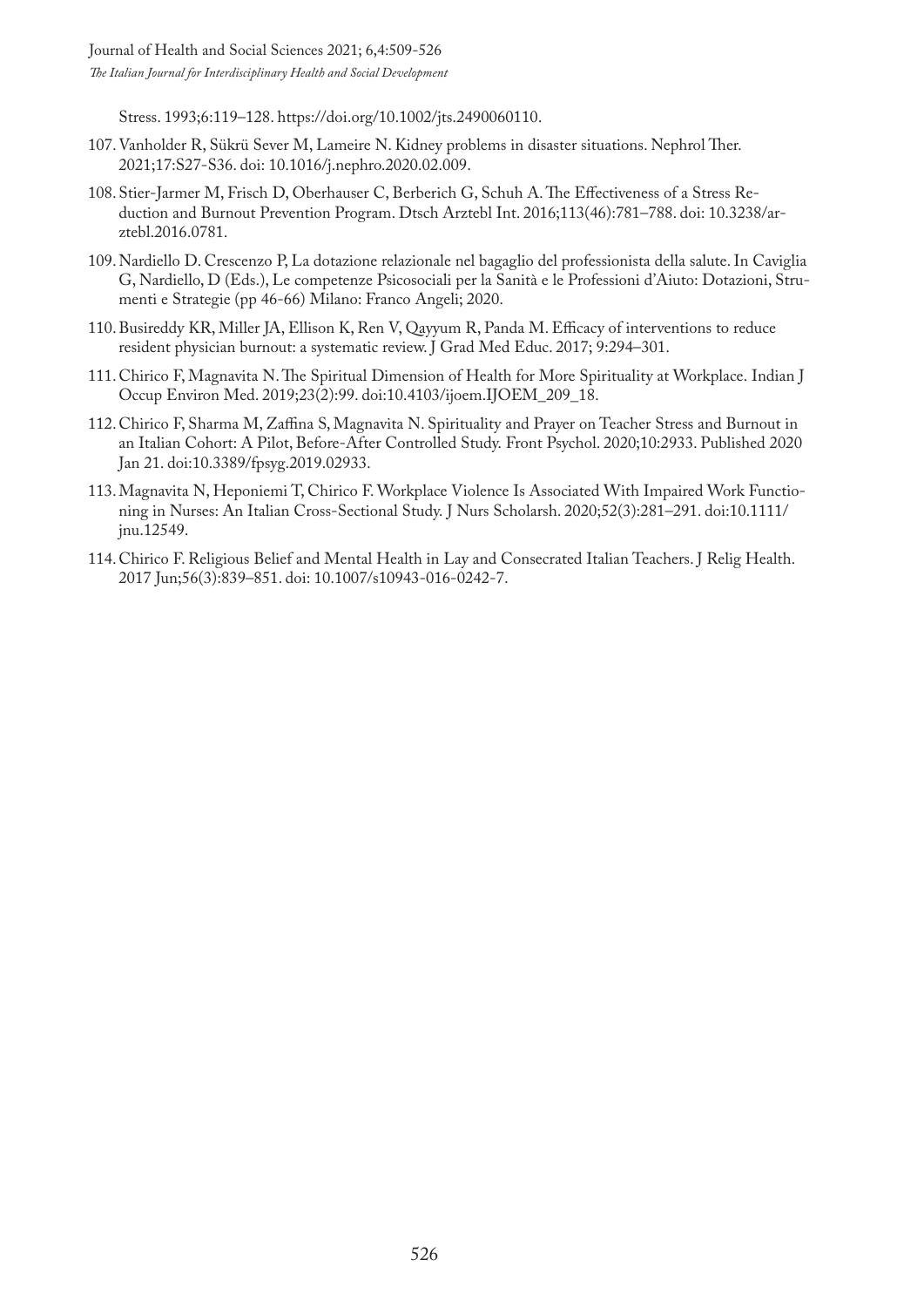Stress. 1993;6:119–128. https://doi.org/10.1002/jts.2490060110.

107. Vanholder R, Sükrü Sever M, Lameire N. Kidney problems in disaster situations. Nephrol Ther. 2021;17:S27-S36. doi: 10.1016/j.nephro.2020.02.009.

108. Stier-Jarmer M, Frisch D, Oberhauser C, Berberich G, Schuh A. The Effectiveness of a Stress Reduction and Burnout Prevention Program. Dtsch Arztebl Int. 2016;113(46):781–788. doi: 10.3238/arztebl.2016.0781.

109. Nardiello D. Crescenzo P, La dotazione relazionale nel bagaglio del professionista della salute. In Caviglia G, Nardiello, D (Eds.), Le competenze Psicosociali per la Sanità e le Professioni d'Aiuto: Dotazioni, Strumenti e Strategie (pp 46-66) Milano: Franco Angeli; 2020.

110. Busireddy KR, Miller JA, Ellison K, Ren V, Qayyum R, Panda M. Efficacy of interventions to reduce resident physician burnout: a systematic review. J Grad Med Educ. 2017; 9:294–301.

111. Chirico F, Magnavita N. The Spiritual Dimension of Health for More Spirituality at Workplace. Indian J Occup Environ Med. 2019;23(2):99. doi:10.4103/ijoem.IJOEM_209_18.

112. Chirico F, Sharma M, Zaffina S, Magnavita N. Spirituality and Prayer on Teacher Stress and Burnout in an Italian Cohort: A Pilot, Before-After Controlled Study. Front Psychol. 2020;10:2933. Published 2020 Jan 21. doi:10.3389/fpsyg.2019.02933.

113. Magnavita N, Heponiemi T, Chirico F. Workplace Violence Is Associated With Impaired Work Functioning in Nurses: An Italian Cross-Sectional Study. J Nurs Scholarsh. 2020;52(3):281–291. doi:10.1111/jnu.12549.

114. Chirico F. Religious Belief and Mental Health in Lay and Consecrated Italian Teachers. J Relig Health. 2017 Jun;56(3):839–851. doi: 10.1007/s10943-016-0242-7.